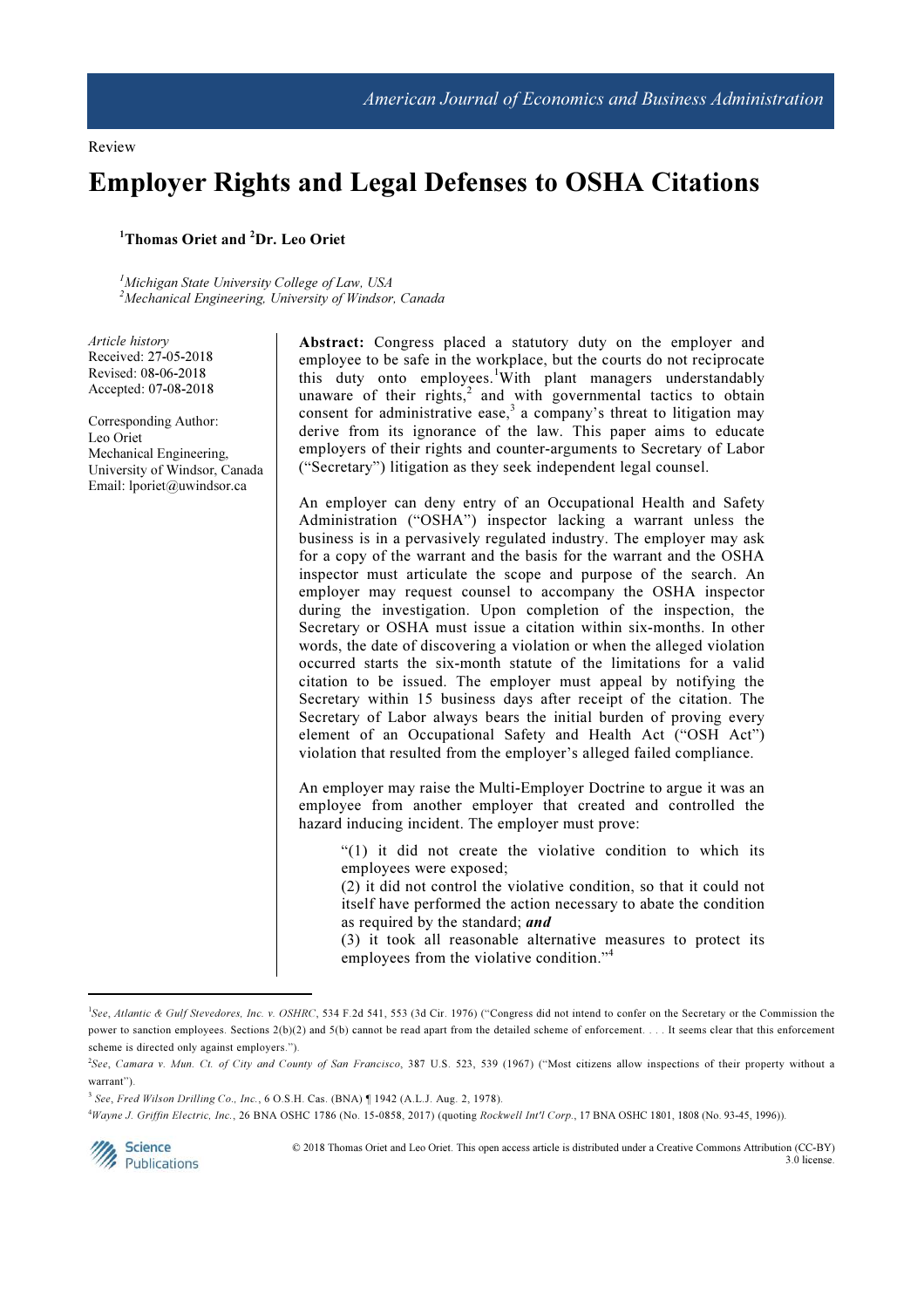Review

# Employer Rights and Legal Defenses to OSHA Citations

**[1]Thomas Oriet and [2]Dr. Leo Oriet**

*[1]Michigan State University College of Law, USA*
*[2]Mechanical Engineering, University of Windsor, Canada*

*Article history*
Received: 27-05-2018
Revised: 08-06-2018
Accepted: 07-08-2018

Corresponding Author:
Leo Oriet
Mechanical Engineering,
University of Windsor, Canada
Email: lporiet@uwindsor.ca

**Abstract:** Congress placed a statutory duty on the employer and employee to be safe in the workplace, but the courts do not reciprocate this duty onto employees.[1] With plant managers understandably unaware of their rights,[2] and with governmental tactics to obtain consent for administrative ease,[3] a company's threat to litigation may derive from its ignorance of the law. This paper aims to educate employers of their rights and counter-arguments to Secretary of Labor ("Secretary") litigation as they seek independent legal counsel.

An employer can deny entry of an Occupational Health and Safety Administration ("OSHA") inspector lacking a warrant unless the business is in a pervasively regulated industry. The employer may ask for a copy of the warrant and the basis for the warrant and the OSHA inspector must articulate the scope and purpose of the search. An employer may request counsel to accompany the OSHA inspector during the investigation. Upon completion of the inspection, the Secretary or OSHA must issue a citation within six-months. In other words, the date of discovering a violation or when the alleged violation occurred starts the six-month statute of the limitations for a valid citation to be issued. The employer must appeal by notifying the Secretary within 15 business days after receipt of the citation. The Secretary of Labor always bears the initial burden of proving every element of an Occupational Safety and Health Act ("OSH Act") violation that resulted from the employer's alleged failed compliance.

An employer may raise the Multi-Employer Doctrine to argue it was an employee from another employer that created and controlled the hazard inducing incident. The employer must prove:

> "(1) it did not create the violative condition to which its employees were exposed;
> (2) it did not control the violative condition, so that it could not itself have performed the action necessary to abate the condition as required by the standard; ***and***
> (3) it took all reasonable alternative measures to protect its employees from the violative condition."[4]

---

[1]*See*, *Atlantic & Gulf Stevedores, Inc. v. OSHRC*, 534 F.2d 541, 553 (3d Cir. 1976) ("Congress did not intend to confer on the Secretary or the Commission the power to sanction employees. Sections 2(b)(2) and 5(b) cannot be read apart from the detailed scheme of enforcement. . . . It seems clear that this enforcement scheme is directed only against employers.").

[2]*See*, *Camara v. Mun. Ct. of City and County of San Francisco*, 387 U.S. 523, 539 (1967) ("Most citizens allow inspections of their property without a warrant").

[3] *See*, *Fred Wilson Drilling Co., Inc.*, 6 O.S.H. Cas. (BNA) ¶ 1942 (A.L.J. Aug. 2, 1978).

[4]*Wayne J. Griffin Electric, Inc.*, 26 BNA OSHC 1786 (No. 15-0858, 2017) (quoting *Rockwell Int'l Corp.*, 17 BNA OSHC 1801, 1808 (No. 93-45, 1996)).

© 2018 Thomas Oriet and Leo Oriet. This open access article is distributed under a Creative Commons Attribution (CC-BY) 3.0 license.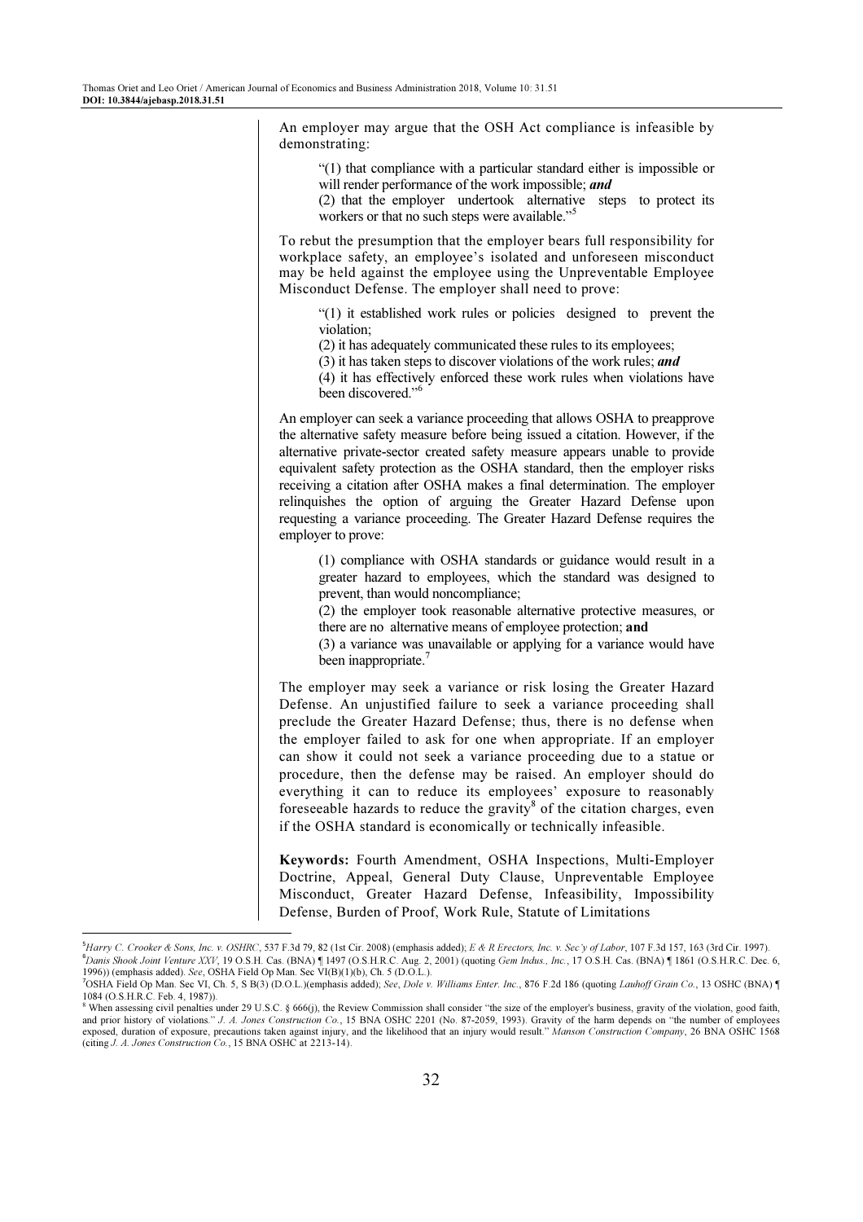An employer may argue that the OSH Act compliance is infeasible by demonstrating:

> "(1) that compliance with a particular standard either is impossible or will render performance of the work impossible; ***and***
> (2) that the employer undertook alternative steps to protect its workers or that no such steps were available."[5]

To rebut the presumption that the employer bears full responsibility for workplace safety, an employee's isolated and unforeseen misconduct may be held against the employee using the Unpreventable Employee Misconduct Defense. The employer shall need to prove:

> "(1) it established work rules or policies designed to prevent the violation;
> (2) it has adequately communicated these rules to its employees;
> (3) it has taken steps to discover violations of the work rules; ***and***
> (4) it has effectively enforced these work rules when violations have been discovered."[6]

An employer can seek a variance proceeding that allows OSHA to preapprove the alternative safety measure before being issued a citation. However, if the alternative private-sector created safety measure appears unable to provide equivalent safety protection as the OSHA standard, then the employer risks receiving a citation after OSHA makes a final determination. The employer relinquishes the option of arguing the Greater Hazard Defense upon requesting a variance proceeding. The Greater Hazard Defense requires the employer to prove:

> (1) compliance with OSHA standards or guidance would result in a greater hazard to employees, which the standard was designed to prevent, than would noncompliance;
> (2) the employer took reasonable alternative protective measures, or there are no alternative means of employee protection; **and**
> (3) a variance was unavailable or applying for a variance would have been inappropriate.[7]

The employer may seek a variance or risk losing the Greater Hazard Defense. An unjustified failure to seek a variance proceeding shall preclude the Greater Hazard Defense; thus, there is no defense when the employer failed to ask for one when appropriate. If an employer can show it could not seek a variance proceeding due to a statue or procedure, then the defense may be raised. An employer should do everything it can to reduce its employees' exposure to reasonably foreseeable hazards to reduce the gravity[8] of the citation charges, even if the OSHA standard is economically or technically infeasible.

**Keywords:** Fourth Amendment, OSHA Inspections, Multi-Employer Doctrine, Appeal, General Duty Clause, Unpreventable Employee Misconduct, Greater Hazard Defense, Infeasibility, Impossibility Defense, Burden of Proof, Work Rule, Statute of Limitations

---

[5] *Harry C. Crooker & Sons, Inc. v. OSHRC*, 537 F.3d 79, 82 (1st Cir. 2008) (emphasis added); *E & R Erectors, Inc. v. Sec'y of Labor*, 107 F.3d 157, 163 (3rd Cir. 1997).

[6] *Danis Shook Joint Venture XXV*, 19 O.S.H. Cas. (BNA) ¶ 1497 (O.S.H.R.C. Aug. 2, 2001) (quoting *Gem Indus., Inc.*, 17 O.S.H. Cas. (BNA) ¶ 1861 (O.S.H.R.C. Dec. 6, 1996)) (emphasis added). *See*, OSHA Field Op Man. Sec VI(B)(1)(b), Ch. 5 (D.O.L.).

[7] OSHA Field Op Man. Sec VI, Ch. 5, S B(3) (D.O.L.)(emphasis added); *See*, *Dole v. Williams Enter. Inc.*, 876 F.2d 186 (quoting *Lauhoff Grain Co.*, 13 OSHC (BNA) ¶ 1084 (O.S.H.R.C. Feb. 4, 1987)).

[8] When assessing civil penalties under 29 U.S.C. § 666(j), the Review Commission shall consider "the size of the employer's business, gravity of the violation, good faith, and prior history of violations." *J. A. Jones Construction Co.*, 15 BNA OSHC 2201 (No. 87-2059, 1993). Gravity of the harm depends on "the number of employees exposed, duration of exposure, precautions taken against injury, and the likelihood that an injury would result." *Manson Construction Company*, 26 BNA OSHC 1568 (citing *J. A. Jones Construction Co.*, 15 BNA OSHC at 2213-14).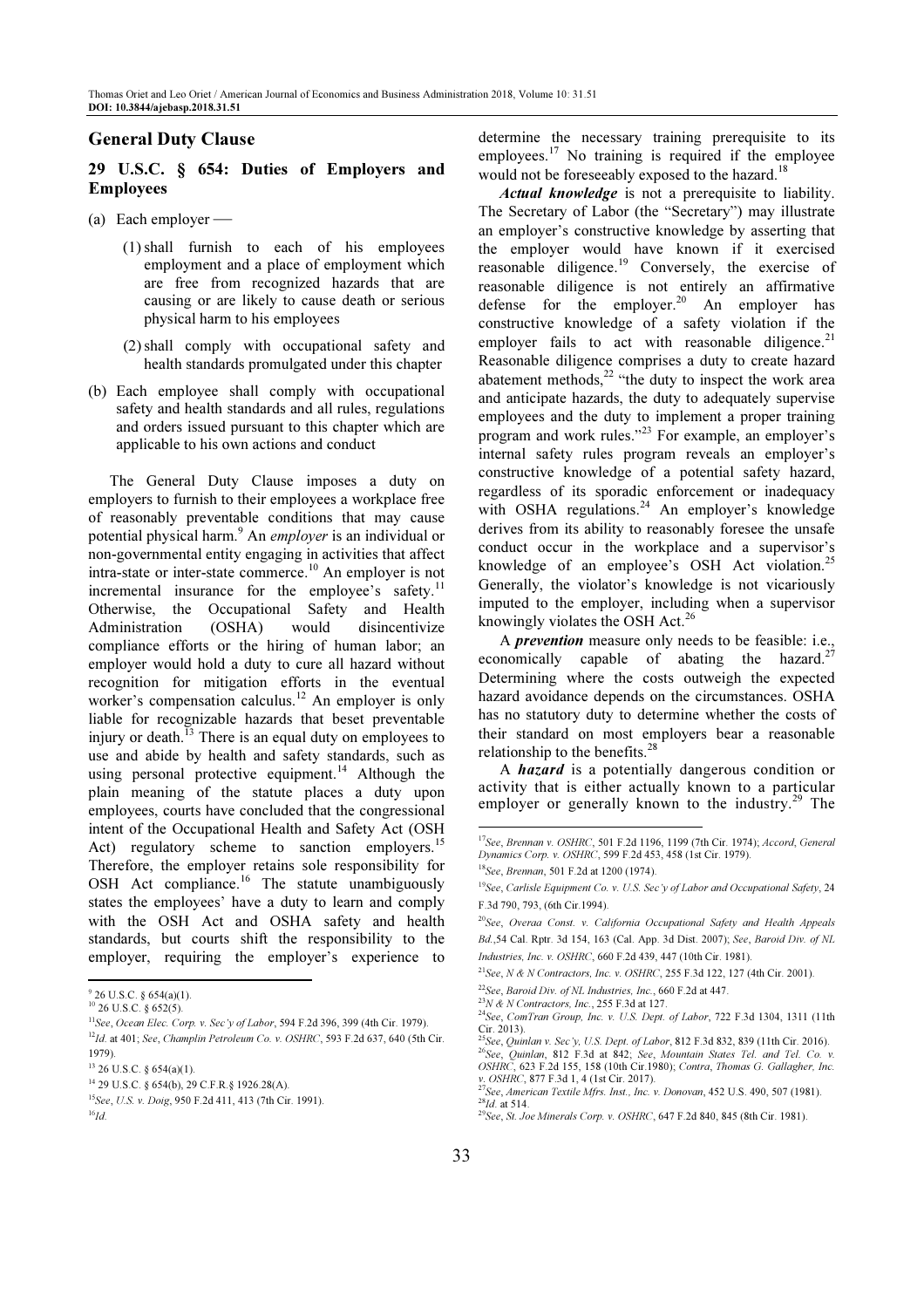## General Duty Clause

### 29 U.S.C. § 654: Duties of Employers and Employees

(a) Each employer —

(1) shall furnish to each of his employees employment and a place of employment which are free from recognized hazards that are causing or are likely to cause death or serious physical harm to his employees

(2) shall comply with occupational safety and health standards promulgated under this chapter

(b) Each employee shall comply with occupational safety and health standards and all rules, regulations and orders issued pursuant to this chapter which are applicable to his own actions and conduct

The General Duty Clause imposes a duty on employers to furnish to their employees a workplace free of reasonably preventable conditions that may cause potential physical harm.[9] An *employer* is an individual or non-governmental entity engaging in activities that affect intra-state or inter-state commerce.[10] An employer is not incremental insurance for the employee's safety.[11] Otherwise, the Occupational Safety and Health Administration (OSHA) would disincentivize compliance efforts or the hiring of human labor; an employer would hold a duty to cure all hazard without recognition for mitigation efforts in the eventual worker's compensation calculus.[12] An employer is only liable for recognizable hazards that beset preventable injury or death.[13] There is an equal duty on employees to use and abide by health and safety standards, such as using personal protective equipment.[14] Although the plain meaning of the statute places a duty upon employees, courts have concluded that the congressional intent of the Occupational Health and Safety Act (OSH Act) regulatory scheme to sanction employers.[15] Therefore, the employer retains sole responsibility for OSH Act compliance.[16] The statute unambiguously states the employees' have a duty to learn and comply with the OSH Act and OSHA safety and health standards, but courts shift the responsibility to the employer, requiring the employer's experience to determine the necessary training prerequisite to its employees.[17] No training is required if the employee would not be foreseeably exposed to the hazard.[18]

***Actual knowledge*** is not a prerequisite to liability. The Secretary of Labor (the "Secretary") may illustrate an employer's constructive knowledge by asserting that the employer would have known if it exercised reasonable diligence.[19] Conversely, the exercise of reasonable diligence is not entirely an affirmative defense for the employer.[20] An employer has constructive knowledge of a safety violation if the employer fails to act with reasonable diligence.[21] Reasonable diligence comprises a duty to create hazard abatement methods,[22] "the duty to inspect the work area and anticipate hazards, the duty to adequately supervise employees and the duty to implement a proper training program and work rules."[23] For example, an employer's internal safety rules program reveals an employer's constructive knowledge of a potential safety hazard, regardless of its sporadic enforcement or inadequacy with OSHA regulations.[24] An employer's knowledge derives from its ability to reasonably foresee the unsafe conduct occur in the workplace and a supervisor's knowledge of an employee's OSH Act violation.[25] Generally, the violator's knowledge is not vicariously imputed to the employer, including when a supervisor knowingly violates the OSH Act.[26]

A ***prevention*** measure only needs to be feasible: i.e., economically capable of abating the hazard.[27] Determining where the costs outweigh the expected hazard avoidance depends on the circumstances. OSHA has no statutory duty to determine whether the costs of their standard on most employers bear a reasonable relationship to the benefits.[28]

A ***hazard*** is a potentially dangerous condition or activity that is either actually known to a particular employer or generally known to the industry.[29] The

---

[9] 26 U.S.C. § 654(a)(1).

[10] 26 U.S.C. § 652(5).

[11] *See*, *Ocean Elec. Corp. v. Sec'y of Labor*, 594 F.2d 396, 399 (4th Cir. 1979).

[12] *Id.* at 401; *See*, *Champlin Petroleum Co. v. OSHRC*, 593 F.2d 637, 640 (5th Cir. 1979).

[13] 26 U.S.C. § 654(a)(1).

[14] 29 U.S.C. § 654(b), 29 C.F.R.§ 1926.28(A).

[15] *See*, *U.S. v. Doig*, 950 F.2d 411, 413 (7th Cir. 1991).

[16] *Id.*

[17] *See*, *Brennan v. OSHRC*, 501 F.2d 1196, 1199 (7th Cir. 1974); *Accord*, *General Dynamics Corp. v. OSHRC*, 599 F.2d 453, 458 (1st Cir. 1979).

[18] *See*, *Brennan*, 501 F.2d at 1200 (1974).

[19] *See*, *Carlisle Equipment Co. v. U.S. Sec'y of Labor and Occupational Safety*, 24 F.3d 790, 793, (6th Cir.1994).

[20] *See*, *Overaa Const. v. California Occupational Safety and Health Appeals Bd.*,54 Cal. Rptr. 3d 154, 163 (Cal. App. 3d Dist. 2007); *See*, *Baroid Div. of NL Industries, Inc. v. OSHRC*, 660 F.2d 439, 447 (10th Cir. 1981).

[21] *See*, *N & N Contractors, Inc. v. OSHRC*, 255 F.3d 122, 127 (4th Cir. 2001).

[22] *See*, *Baroid Div. of NL Industries, Inc.*, 660 F.2d at 447.

[23] *N & N Contractors, Inc.*, 255 F.3d at 127.

[24] *See*, *ComTran Group, Inc. v. U.S. Dept. of Labor*, 722 F.3d 1304, 1311 (11th Cir. 2013).

[25] *See*, *Quinlan v. Sec'y, U.S. Dept. of Labor*, 812 F.3d 832, 839 (11th Cir. 2016).

[26] *See*, *Quinlan*, 812 F.3d at 842; *See*, *Mountain States Tel. and Tel. Co. v. OSHRC*, 623 F.2d 155, 158 (10th Cir.1980); *Contra*, *Thomas G. Gallagher, Inc. v. OSHRC*, 877 F.3d 1, 4 (1st Cir. 2017).

[27] *See*, *American Textile Mfrs. Inst., Inc. v. Donovan*, 452 U.S. 490, 507 (1981).

[28] *Id.* at 514.

[29] *See*, *St. Joe Minerals Corp. v. OSHRC*, 647 F.2d 840, 845 (8th Cir. 1981).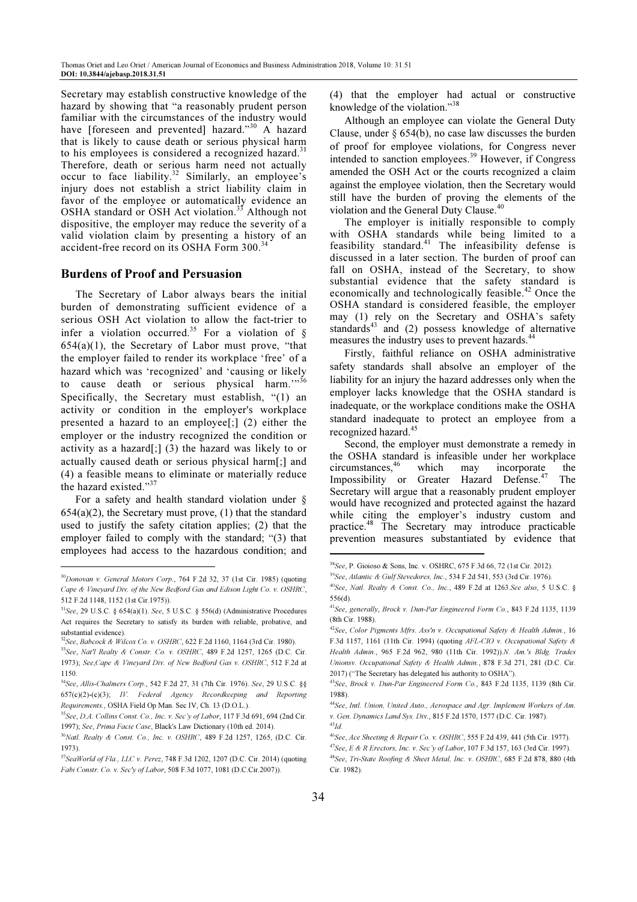Secretary may establish constructive knowledge of the hazard by showing that "a reasonably prudent person familiar with the circumstances of the industry would have [foreseen and prevented] hazard."[30] A hazard that is likely to cause death or serious physical harm to his employees is considered a recognized hazard.[31] Therefore, death or serious harm need not actually occur to face liability.[32] Similarly, an employee's injury does not establish a strict liability claim in favor of the employee or automatically evidence an OSHA standard or OSH Act violation.[33] Although not dispositive, the employer may reduce the severity of a valid violation claim by presenting a history of an accident-free record on its OSHA Form 300.[34]

## Burdens of Proof and Persuasion

The Secretary of Labor always bears the initial burden of demonstrating sufficient evidence of a serious OSH Act violation to allow the fact-trier to infer a violation occurred.[35] For a violation of § 654(a)(1), the Secretary of Labor must prove, "that the employer failed to render its workplace 'free' of a hazard which was 'recognized' and 'causing or likely to cause death or serious physical harm.'"[36] Specifically, the Secretary must establish, "(1) an activity or condition in the employer's workplace presented a hazard to an employee[;] (2) either the employer or the industry recognized the condition or activity as a hazard[;] (3) the hazard was likely to or actually caused death or serious physical harm[;] and (4) a feasible means to eliminate or materially reduce the hazard existed."[37]

For a safety and health standard violation under § 654(a)(2), the Secretary must prove, (1) that the standard used to justify the safety citation applies; (2) that the employer failed to comply with the standard; "(3) that employees had access to the hazardous condition; and (4) that the employer had actual or constructive knowledge of the violation."[38]

Although an employee can violate the General Duty Clause, under § 654(b), no case law discusses the burden of proof for employee violations, for Congress never intended to sanction employees.[39] However, if Congress amended the OSH Act or the courts recognized a claim against the employee violation, then the Secretary would still have the burden of proving the elements of the violation and the General Duty Clause.[40]

The employer is initially responsible to comply with OSHA standards while being limited to a feasibility standard.[41] The infeasibility defense is discussed in a later section. The burden of proof can fall on OSHA, instead of the Secretary, to show substantial evidence that the safety standard is economically and technologically feasible.[42] Once the OSHA standard is considered feasible, the employer may (1) rely on the Secretary and OSHA's safety standards[43] and (2) possess knowledge of alternative measures the industry uses to prevent hazards.[44]

Firstly, faithful reliance on OSHA administrative safety standards shall absolve an employer of the liability for an injury the hazard addresses only when the employer lacks knowledge that the OSHA standard is inadequate, or the workplace conditions make the OSHA standard inadequate to protect an employee from a recognized hazard.[45]

Second, the employer must demonstrate a remedy in the OSHA standard is infeasible under her workplace circumstances,[46] which may incorporate the Impossibility or Greater Hazard Defense.[47] The Secretary will argue that a reasonably prudent employer would have recognized and protected against the hazard while citing the employer's industry custom and practice.[48] The Secretary may introduce practicable prevention measures substantiated by evidence that

---

[30] *Donovan v. General Motors Corp.*, 764 F.2d 32, 37 (1st Cir. 1985) (quoting *Cape & Vineyard Div. of the New Bedford Gas and Edison Light Co. v. OSHRC*, 512 F.2d 1148, 1152 (1st Cir.1975)).

[31] *See*, 29 U.S.C. § 654(a)(1). *See*, 5 U.S.C. § 556(d) (Administrative Procedures Act requires the Secretary to satisfy its burden with reliable, probative, and substantial evidence).

[32] *See*, *Babcock & Wilcox Co. v. OSHRC*, 622 F.2d 1160, 1164 (3rd Cir. 1980).

[33] *See*, *Nat'l Realty & Constr. Co. v. OSHRC*, 489 F.2d 1257, 1265 (D.C. Cir. 1973); *See*,*Cape & Vineyard Div. of New Bedford Gas v. OSHRC*, 512 F.2d at 1150.

[34] *See*, *Allis-Chalmers Corp.*, 542 F.2d 27, 31 (7th Cir. 1976). *See*, 29 U.S.C. §§ 657(c)(2)-(c)(3); *IV. Federal Agency Recordkeeping and Reporting Requirements.*, OSHA Field Op Man. Sec IV, Ch. 13 (D.O.L.).

[35] *See*, *D.A. Collins Const. Co., Inc. v. Sec'y of Labor*, 117 F.3d 691, 694 (2nd Cir. 1997); *See*, *Prima Facie Case*, Black's Law Dictionary (10th ed. 2014).

[36] *Natl. Realty & Const. Co., Inc. v. OSHRC*, 489 F.2d 1257, 1265, (D.C. Cir. 1973).

[37] *SeaWorld of Fla., LLC v. Perez*, 748 F.3d 1202, 1207 (D.C. Cir. 2014) (quoting *Fabi Constr. Co. v. Sec'y of Labor*, 508 F.3d 1077, 1081 (D.C.Cir.2007)).

[38] *See*, P. Gioioso & Sons, Inc. v. OSHRC, 675 F.3d 66, 72 (1st Cir. 2012).

[39] *See*, *Atlantic & Gulf Stevedores, Inc.*, 534 F.2d 541, 553 (3rd Cir. 1976).

[40] *See*, *Natl. Realty & Const. Co., Inc.*, 489 F.2d at 1263.*See also*, 5 U.S.C. § 556(d).

[41] *See*, *generally*, *Brock v. Dun-Par Engineered Form Co.*, 843 F.2d 1135, 1139 (8th Cir. 1988).

[42] *See*, *Color Pigments Mfrs. Ass'n v. Occupational Safety & Health Admin.*, 16 F.3d 1157, 1161 (11th Cir. 1994) (quoting *AFL-CIO v. Occupational Safety & Health Admin.*, 965 F.2d 962, 980 (11th Cir. 1992)).*N. Am.'s Bldg. Trades Unionsv. Occupational Safety & Health Admin.*, 878 F.3d 271, 281 (D.C. Cir. 2017) ("The Secretary has delegated his authority to OSHA").

[43] *See*, *Brock v. Dun-Par Engineered Form Co.*, 843 F.2d 1135, 1139 (8th Cir. 1988).

[44] *See*, *Intl. Union, United Auto., Aerospace and Agr. Implement Workers of Am. v. Gen. Dynamics Land Sys. Div.*, 815 F.2d 1570, 1577 (D.C. Cir. 1987).

[45] *Id.*

[46] *See*, *Ace Sheeting & Repair Co. v. OSHRC*, 555 F.2d 439, 441 (5th Cir. 1977).

[47] *See*, *E & R Erectors, Inc. v. Sec'y of Labor*, 107 F.3d 157, 163 (3rd Cir. 1997).

[48] *See*, *Tri-State Roofing & Sheet Metal, Inc. v. OSHRC*, 685 F.2d 878, 880 (4th Cir. 1982).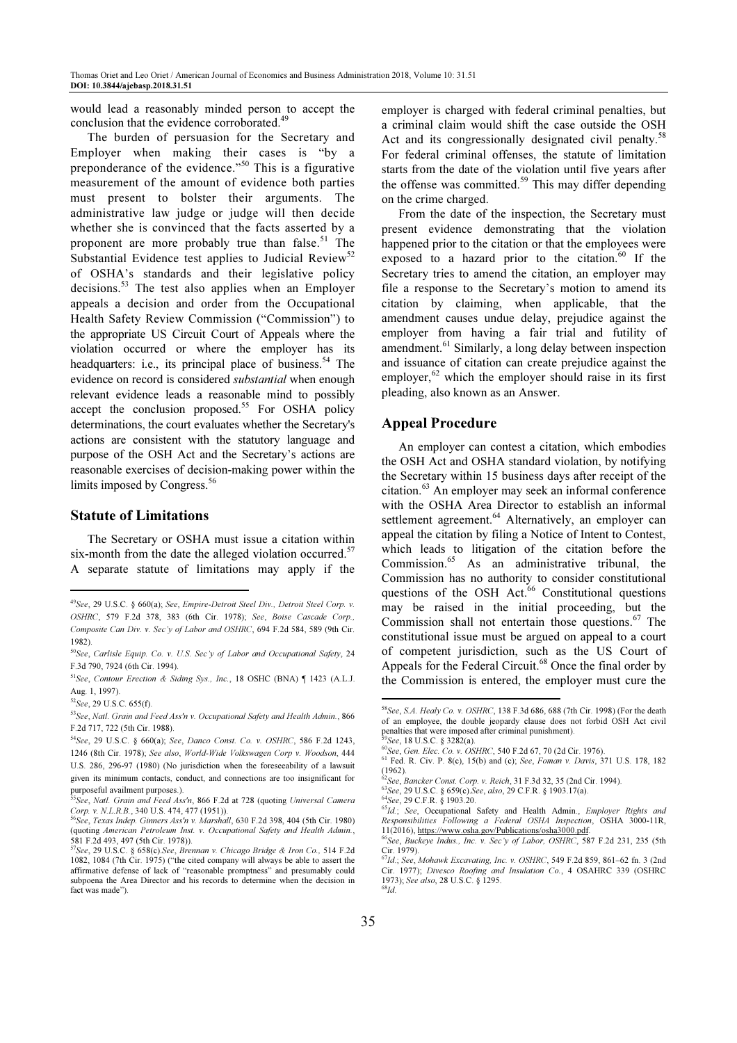would lead a reasonably minded person to accept the conclusion that the evidence corroborated.[49]

The burden of persuasion for the Secretary and Employer when making their cases is "by a preponderance of the evidence."[50] This is a figurative measurement of the amount of evidence both parties must present to bolster their arguments. The administrative law judge or judge will then decide whether she is convinced that the facts asserted by a proponent are more probably true than false.[51] The Substantial Evidence test applies to Judicial Review[52] of OSHA's standards and their legislative policy decisions.[53] The test also applies when an Employer appeals a decision and order from the Occupational Health Safety Review Commission ("Commission") to the appropriate US Circuit Court of Appeals where the violation occurred or where the employer has its headquarters: i.e., its principal place of business.[54] The evidence on record is considered *substantial* when enough relevant evidence leads a reasonable mind to possibly accept the conclusion proposed.[55] For OSHA policy determinations, the court evaluates whether the Secretary's actions are consistent with the statutory language and purpose of the OSH Act and the Secretary's actions are reasonable exercises of decision-making power within the limits imposed by Congress.[56]

## Statute of Limitations

The Secretary or OSHA must issue a citation within six-month from the date the alleged violation occurred.[57] A separate statute of limitations may apply if the employer is charged with federal criminal penalties, but a criminal claim would shift the case outside the OSH Act and its congressionally designated civil penalty.[58] For federal criminal offenses, the statute of limitation starts from the date of the violation until five years after the offense was committed.[59] This may differ depending on the crime charged.

From the date of the inspection, the Secretary must present evidence demonstrating that the violation happened prior to the citation or that the employees were exposed to a hazard prior to the citation.[60] If the Secretary tries to amend the citation, an employer may file a response to the Secretary's motion to amend its citation by claiming, when applicable, that the amendment causes undue delay, prejudice against the employer from having a fair trial and futility of amendment.[61] Similarly, a long delay between inspection and issuance of citation can create prejudice against the employer,[62] which the employer should raise in its first pleading, also known as an Answer.

## Appeal Procedure

An employer can contest a citation, which embodies the OSH Act and OSHA standard violation, by notifying the Secretary within 15 business days after receipt of the citation.[63] An employer may seek an informal conference with the OSHA Area Director to establish an informal settlement agreement.[64] Alternatively, an employer can appeal the citation by filing a Notice of Intent to Contest, which leads to litigation of the citation before the Commission.[65] As an administrative tribunal, the Commission has no authority to consider constitutional questions of the OSH Act.[66] Constitutional questions may be raised in the initial proceeding, but the Commission shall not entertain those questions.[67] The constitutional issue must be argued on appeal to a court of competent jurisdiction, such as the US Court of Appeals for the Federal Circuit.[68] Once the final order by the Commission is entered, the employer must cure the

---

[49] *See*, 29 U.S.C. § 660(a); *See*, *Empire-Detroit Steel Div., Detroit Steel Corp. v. OSHRC*, 579 F.2d 378, 383 (6th Cir. 1978); *See*, *Boise Cascade Corp., Composite Can Div. v. Sec'y of Labor and OSHRC*, 694 F.2d 584, 589 (9th Cir. 1982).

[50] *See*, *Carlisle Equip. Co. v. U.S. Sec'y of Labor and Occupational Safety*, 24 F.3d 790, 7924 (6th Cir. 1994).

[51] *See*, *Contour Erection & Siding Sys., Inc.*, 18 OSHC (BNA) ¶ 1423 (A.L.J. Aug. 1, 1997).

[52] *See*, 29 U.S.C. 655(f).

[53] *See*, *Natl. Grain and Feed Ass'n v. Occupational Safety and Health Admin.*, 866 F.2d 717, 722 (5th Cir. 1988).

[54] *See*, 29 U.S.C. § 660(a); *See*, *Danco Const. Co. v. OSHRC*, 586 F.2d 1243, 1246 (8th Cir. 1978); *See also*, *World-Wide Volkswagen Corp v. Woodson*, 444 U.S. 286, 296-97 (1980) (No jurisdiction when the foreseeability of a lawsuit given its minimum contacts, connections are too insignificant for purposeful availment purposes.).

[55] *See*, *Natl. Grain and Feed Ass'n*, 866 F.2d at 728 (quoting *Universal Camera Corp. v. N.L.R.B.*, 340 U.S. 474, 477 (1951)).

[56] *See*, *Texas Indep. Ginners Ass'n v. Marshall*, 630 F.2d 398, 404 (5th Cir. 1980) (quoting *American Petroleum Inst. v. Occupational Safety and Health Admin.*, 581 F.2d 493, 497 (5th Cir. 1978)).

[57] *See*, 29 U.S.C. § 658(c).*See*, *Brennan v. Chicago Bridge & Iron Co.*, 514 F.2d 1082, 1084 (7th Cir. 1975) ("the cited company will always be able to assert the affirmative defense of lack of "reasonable promptness" and presumably could subpoena the Area Director and his records to determine when the decision in fact was made").

[58] *See*, *S.A. Healy Co. v. OSHRC*, 138 F.3d 686, 688 (7th Cir. 1998) (For the death of an employee, the double jeopardy clause does not forbid OSH Act civil penalties that were imposed after criminal punishment).

[59] *See*, 18 U.S.C. § 3282(a).

[60] *See*, *Gen. Elec. Co. v. OSHRC*, 540 F.2d 67, 70 (2d Cir. 1976).

[61] Fed. R. Civ. P. 8(c), 15(b) and (c); *See*, *Foman v. Davis*, 371 U.S. 178, 182 (1962).

[62] *See*, *Bancker Const. Corp. v. Reich*, 31 F.3d 32, 35 (2nd Cir. 1994).

[63] *See*, 29 U.S.C. § 659(c).*See*, *also*, 29 C.F.R. § 1903.17(a).

[64] *See*, 29 C.F.R. § 1903.20.

[65] *Id.*; *See*, Occupational Safety and Health Admin., *Employer Rights and Responsibilities Following a Federal OSHA Inspection*, OSHA 3000-11R, 11(2016), https://www.osha.gov/Publications/osha3000.pdf.

[66] *See*, *Buckeye Indus., Inc. v. Sec'y of Labor, OSHRC*, 587 F.2d 231, 235 (5th Cir. 1979).

[67] *Id.*; *See*, *Mohawk Excavating, Inc. v. OSHRC*, 549 F.2d 859, 861–62 fn. 3 (2nd Cir. 1977); *Divesco Roofing and Insulation Co.*, 4 OSAHRC 339 (OSHRC 1973); *See also*, 28 U.S.C. § 1295.

[68] *Id.*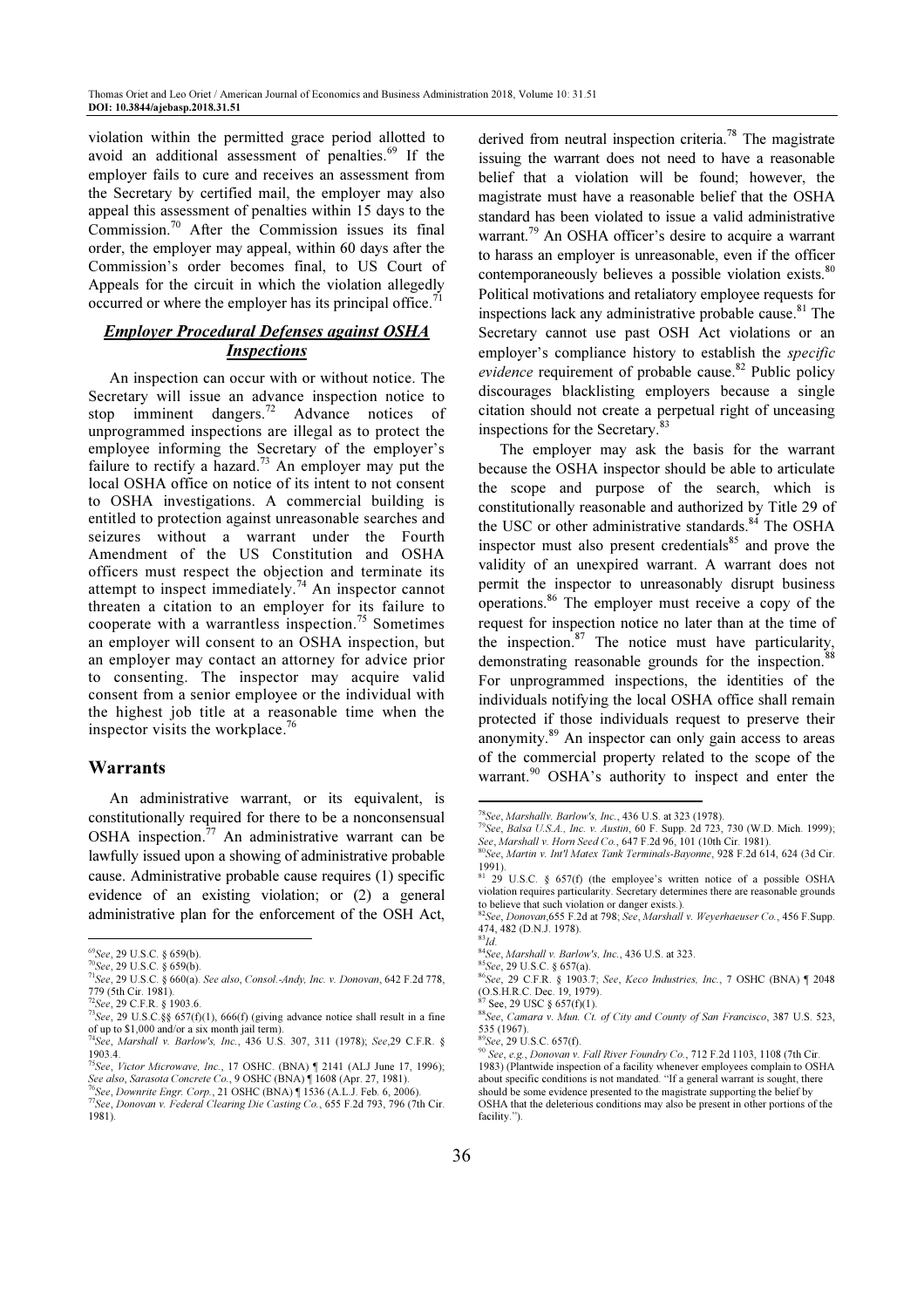violation within the permitted grace period allotted to avoid an additional assessment of penalties.[69] If the employer fails to cure and receives an assessment from the Secretary by certified mail, the employer may also appeal this assessment of penalties within 15 days to the Commission.[70] After the Commission issues its final order, the employer may appeal, within 60 days after the Commission's order becomes final, to US Court of Appeals for the circuit in which the violation allegedly occurred or where the employer has its principal office.[71]

## *Employer Procedural Defenses against OSHA Inspections*

An inspection can occur with or without notice. The Secretary will issue an advance inspection notice to stop imminent dangers.[72] Advance notices of unprogrammed inspections are illegal as to protect the employee informing the Secretary of the employer's failure to rectify a hazard.[73] An employer may put the local OSHA office on notice of its intent to not consent to OSHA investigations. A commercial building is entitled to protection against unreasonable searches and seizures without a warrant under the Fourth Amendment of the US Constitution and OSHA officers must respect the objection and terminate its attempt to inspect immediately.[74] An inspector cannot threaten a citation to an employer for its failure to cooperate with a warrantless inspection.[75] Sometimes an employer will consent to an OSHA inspection, but an employer may contact an attorney for advice prior to consenting. The inspector may acquire valid consent from a senior employee or the individual with the highest job title at a reasonable time when the inspector visits the workplace.[76]

## Warrants

An administrative warrant, or its equivalent, is constitutionally required for there to be a nonconsensual OSHA inspection.[77] An administrative warrant can be lawfully issued upon a showing of administrative probable cause. Administrative probable cause requires (1) specific evidence of an existing violation; or (2) a general administrative plan for the enforcement of the OSH Act, derived from neutral inspection criteria.[78] The magistrate issuing the warrant does not need to have a reasonable belief that a violation will be found; however, the magistrate must have a reasonable belief that the OSHA standard has been violated to issue a valid administrative warrant.[79] An OSHA officer's desire to acquire a warrant to harass an employer is unreasonable, even if the officer contemporaneously believes a possible violation exists.[80] Political motivations and retaliatory employee requests for inspections lack any administrative probable cause.[81] The Secretary cannot use past OSH Act violations or an employer's compliance history to establish the *specific evidence* requirement of probable cause.[82] Public policy discourages blacklisting employers because a single citation should not create a perpetual right of unceasing inspections for the Secretary.[83]

The employer may ask the basis for the warrant because the OSHA inspector should be able to articulate the scope and purpose of the search, which is constitutionally reasonable and authorized by Title 29 of the USC or other administrative standards.[84] The OSHA inspector must also present credentials[85] and prove the validity of an unexpired warrant. A warrant does not permit the inspector to unreasonably disrupt business operations.[86] The employer must receive a copy of the request for inspection notice no later than at the time of the inspection.[87] The notice must have particularity, demonstrating reasonable grounds for the inspection.[88] For unprogrammed inspections, the identities of the individuals notifying the local OSHA office shall remain protected if those individuals request to preserve their anonymity.[89] An inspector can only gain access to areas of the commercial property related to the scope of the warrant.[90] OSHA's authority to inspect and enter the

---

[69] *See*, 29 U.S.C. § 659(b).

[70] *See*, 29 U.S.C. § 659(b).

[71] *See*, 29 U.S.C. § 660(a). *See also*, *Consol.-Andy, Inc. v. Donovan*, 642 F.2d 778, 779 (5th Cir. 1981).

[72] *See*, 29 C.F.R. § 1903.6.

[73] *See*, 29 U.S.C.§§ 657(f)(1), 666(f) (giving advance notice shall result in a fine of up to $1,000 and/or a six month jail term).

[74] *See*, *Marshall v. Barlow's, Inc.*, 436 U.S. 307, 311 (1978); *See*,29 C.F.R. § 1903.4.

[75] *See*, *Victor Microwave, Inc.*, 17 OSHC. (BNA) ¶ 2141 (ALJ June 17, 1996); *See also*, *Sarasota Concrete Co.*, 9 OSHC (BNA) ¶ 1608 (Apr. 27, 1981).

[76] *See*, *Downrite Engr. Corp.*, 21 OSHC (BNA) ¶ 1536 (A.L.J. Feb. 6, 2006).

[77] *See*, *Donovan v. Federal Clearing Die Casting Co.*, 655 F.2d 793, 796 (7th Cir. 1981).

[78] *See*, *Marshallv. Barlow's, Inc.*, 436 U.S. at 323 (1978).

[79] *See*, *Balsa U.S.A., Inc. v. Austin*, 60 F. Supp. 2d 723, 730 (W.D. Mich. 1999); *See*, *Marshall v. Horn Seed Co.*, 647 F.2d 96, 101 (10th Cir. 1981).

[80] *See*, *Martin v. Int'l Matex Tank Terminals-Bayonne*, 928 F.2d 614, 624 (3d Cir. 1991).

[81] 29 U.S.C. § 657(f) (the employee's written notice of a possible OSHA violation requires particularity. Secretary determines there are reasonable grounds to believe that such violation or danger exists.).

[82] *See*, *Donovan*,655 F.2d at 798; *See*, *Marshall v. Weyerhaeuser Co.*, 456 F.Supp. 474, 482 (D.N.J. 1978).

[83] *Id.*

[84] *See*, *Marshall v. Barlow's, Inc.*, 436 U.S. at 323.

[85] *See*, 29 U.S.C. § 657(a).

[86] *See*, 29 C.F.R. § 1903.7; *See*, *Keco Industries, Inc.*, 7 OSHC (BNA) ¶ 2048 (O.S.H.R.C. Dec. 19, 1979).

[87] See, 29 USC § 657(f)(1).

[88] *See*, *Camara v. Mun. Ct. of City and County of San Francisco*, 387 U.S. 523, 535 (1967).

[89] *See*, 29 U.S.C. 657(f).

[90] *See*, *e.g.*, *Donovan v. Fall River Foundry Co.*, 712 F.2d 1103, 1108 (7th Cir. 1983) (Plantwide inspection of a facility whenever employees complain to OSHA about specific conditions is not mandated. "If a general warrant is sought, there should be some evidence presented to the magistrate supporting the belief by OSHA that the deleterious conditions may also be present in other portions of the facility.").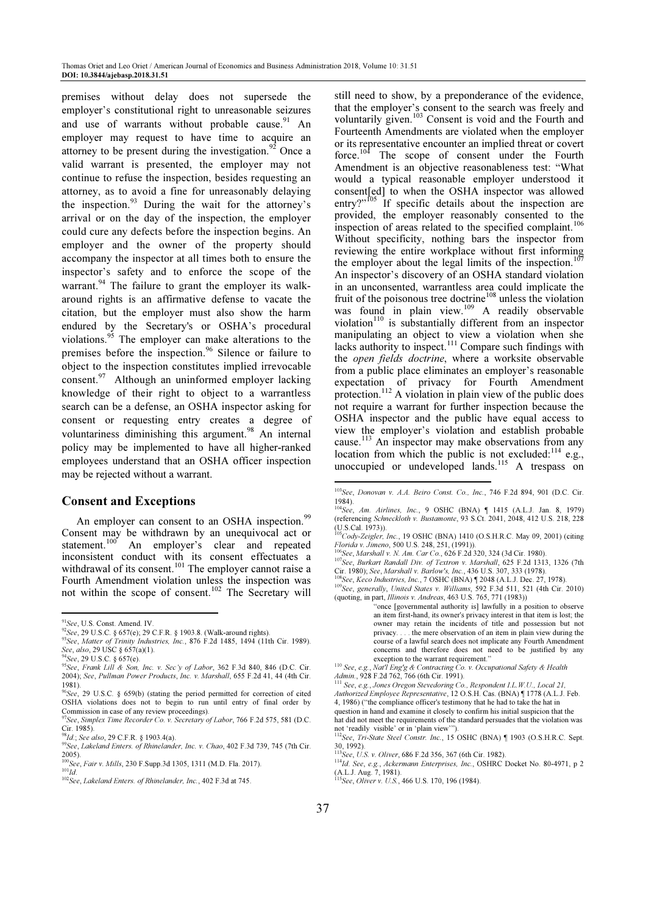premises without delay does not supersede the employer's constitutional right to unreasonable seizures and use of warrants without probable cause.[91] An employer may request to have time to acquire an attorney to be present during the investigation.[92] Once a valid warrant is presented, the employer may not continue to refuse the inspection, besides requesting an attorney, as to avoid a fine for unreasonably delaying the inspection.[93] During the wait for the attorney's arrival or on the day of the inspection, the employer could cure any defects before the inspection begins. An employer and the owner of the property should accompany the inspector at all times both to ensure the inspector's safety and to enforce the scope of the warrant.[94] The failure to grant the employer its walk-around rights is an affirmative defense to vacate the citation, but the employer must also show the harm endured by the Secretary's or OSHA's procedural violations.[95] The employer can make alterations to the premises before the inspection.[96] Silence or failure to object to the inspection constitutes implied irrevocable consent.[97] Although an uninformed employer lacking knowledge of their right to object to a warrantless search can be a defense, an OSHA inspector asking for consent or requesting entry creates a degree of voluntariness diminishing this argument.[98] An internal policy may be implemented to have all higher-ranked employees understand that an OSHA officer inspection may be rejected without a warrant.

## Consent and Exceptions

An employer can consent to an OSHA inspection.[99] Consent may be withdrawn by an unequivocal act or statement.[100] An employer's clear and repeated inconsistent conduct with its consent effectuates a withdrawal of its consent.[101] The employer cannot raise a Fourth Amendment violation unless the inspection was not within the scope of consent.[102] The Secretary will still need to show, by a preponderance of the evidence, that the employer's consent to the search was freely and voluntarily given.[103] Consent is void and the Fourth and Fourteenth Amendments are violated when the employer or its representative encounter an implied threat or covert force.[104] The scope of consent under the Fourth Amendment is an objective reasonableness test: "What would a typical reasonable employer understood it consent[ed] to when the OSHA inspector was allowed entry?"[105] If specific details about the inspection are provided, the employer reasonably consented to the inspection of areas related to the specified complaint.[106] Without specificity, nothing bars the inspector from reviewing the entire workplace without first informing the employer about the legal limits of the inspection.[107] An inspector's discovery of an OSHA standard violation in an unconsented, warrantless area could implicate the fruit of the poisonous tree doctrine[108] unless the violation was found in plain view.[109] A readily observable violation[110] is substantially different from an inspector manipulating an object to view a violation when she lacks authority to inspect.[111] Compare such findings with the *open fields doctrine*, where a worksite observable from a public place eliminates an employer's reasonable expectation of privacy for Fourth Amendment protection.[112] A violation in plain view of the public does not require a warrant for further inspection because the OSHA inspector and the public have equal access to view the employer's violation and establish probable cause.[113] An inspector may make observations from any location from which the public is not excluded:[114] e.g., unoccupied or undeveloped lands.[115] A trespass on

---

[91] *See*, U.S. Const. Amend. IV.

[92] *See*, 29 U.S.C. § 657(e); 29 C.F.R. § 1903.8. (Walk-around rights).

[93] *See*, *Matter of Trinity Industries, Inc.*, 876 F.2d 1485, 1494 (11th Cir. 1989). *See*, *also*, 29 USC § 657(a)(1).

[94] *See*, 29 U.S.C. § 657(e).

[95] *See*, *Frank Lill & Son, Inc. v. Sec'y of Labor*, 362 F.3d 840, 846 (D.C. Cir. 2004); *See*, *Pullman Power Products*, *Inc. v. Marshall*, 655 F.2d 41, 44 (4th Cir. 1981).

[96] *See*, 29 U.S.C. § 659(b) (stating the period permitted for correction of cited OSHA violations does not begin to run until entry of final order by Commission in case of any review proceedings).

[97] *See*, *Simplex Time Recorder Co. v. Secretary of Labor*, 766 F.2d 575, 581 (D.C. Cir. 1985).

[98] *Id.*; *See also*, 29 C.F.R. § 1903.4(a).

[99] *See*, *Lakeland Enters. of Rhinelander, Inc. v. Chao*, 402 F.3d 739, 745 (7th Cir. 2005).

[100] *See*, *Fair v. Mills*, 230 F.Supp.3d 1305, 1311 (M.D. Fla. 2017).

[101] *Id.*

[102] *See*, *Lakeland Enters. of Rhinelander, Inc.*, 402 F.3d at 745.

[103] *See*, *Donovan v. A.A. Beiro Const. Co., Inc.*, 746 F.2d 894, 901 (D.C. Cir. 1984).

[104] *See*, *Am. Airlines, Inc.*, 9 OSHC (BNA) ¶ 1415 (A.L.J. Jan. 8, 1979) (referencing *Schneckloth v. Bustamonte*, 93 S.Ct. 2041, 2048, 412 U.S. 218, 228 (U.S.Cal. 1973)).

[105] *Cody-Zeigler, Inc.*, 19 OSHC (BNA) 1410 (O.S.H.R.C. May 09, 2001) (citing *Florida v. Jimeno*, 500 U.S. 248, 251, (1991)).

[106] *See*, *Marshall v. N. Am. Car Co.*, 626 F.2d 320, 324 (3d Cir. 1980).

[107] *See*, *Burkart Randall Div. of Textron v. Marshall*, 625 F.2d 1313, 1326 (7th Cir. 1980); *See*, *Marshall v. Barlow's, Inc.*, 436 U.S. 307, 333 (1978).

[108] *See*, *Keco Industries, Inc.*, 7 OSHC (BNA) ¶ 2048 (A.L.J. Dec. 27, 1978).

[109] *See*, *generally*, *United States v. Williams*, 592 F.3d 511, 521 (4th Cir. 2010) (quoting, in part, *Illinois v. Andreas*, 463 U.S. 765, 771 (1983))

> "once [governmental authority is] lawfully in a position to observe an item first-hand, its owner's privacy interest in that item is lost; the owner may retain the incidents of title and possession but not privacy. . . . the mere observation of an item in plain view during the course of a lawful search does not implicate any Fourth Amendment concerns and therefore does not need to be justified by any exception to the warrant requirement."

[110] *See*, *e.g.*, *Nat'l Eng'g & Contracting Co. v. Occupational Safety & Health Admin.*, 928 F.2d 762, 766 (6th Cir. 1991).

[111] *See*, *e.g.*, *Jones Oregon Stevedoring Co., Respondent I.L.W.U., Local 21, Authorized Employee Representative*, 12 O.S.H. Cas. (BNA) ¶ 1778 (A.L.J. Feb. 4, 1986) ("the compliance officer's testimony that he had to take the hat in question in hand and examine it closely to confirm his initial suspicion that the hat did not meet the requirements of the standard persuades that the violation was not 'readily visible' or in 'plain view'").

[112] *See*, *Tri-State Steel Constr. Inc.*, 15 OSHC (BNA) ¶ 1903 (O.S.H.R.C. Sept. 30, 1992).

[113] *See*, *U.S. v. Oliver*, 686 F.2d 356, 367 (6th Cir. 1982).

[114] *Id. See*, *e.g.*, *Ackermann Enterprises, Inc.*, OSHRC Docket No. 80-4971, p 2 (A.L.J. Aug. 7, 1981).

[115] *See*, *Oliver v. U.S.*, 466 U.S. 170, 196 (1984).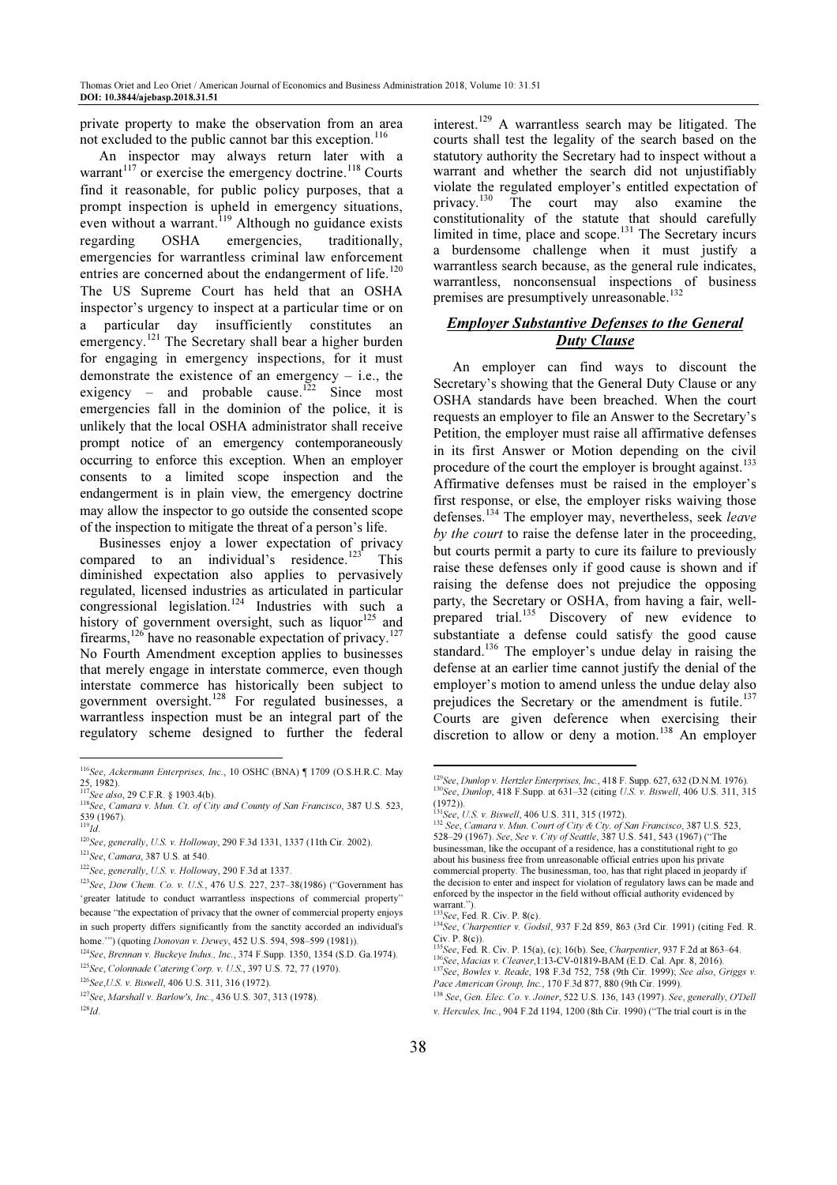private property to make the observation from an area not excluded to the public cannot bar this exception.[116]

An inspector may always return later with a warrant[117] or exercise the emergency doctrine.[118] Courts find it reasonable, for public policy purposes, that a prompt inspection is upheld in emergency situations, even without a warrant.[119] Although no guidance exists regarding OSHA emergencies, traditionally, emergencies for warrantless criminal law enforcement entries are concerned about the endangerment of life.[120] The US Supreme Court has held that an OSHA inspector's urgency to inspect at a particular time or on a particular day insufficiently constitutes an emergency.[121] The Secretary shall bear a higher burden for engaging in emergency inspections, for it must demonstrate the existence of an emergency – i.e., the exigency – and probable cause.[122] Since most emergencies fall in the dominion of the police, it is unlikely that the local OSHA administrator shall receive prompt notice of an emergency contemporaneously occurring to enforce this exception. When an employer consents to a limited scope inspection and the endangerment is in plain view, the emergency doctrine may allow the inspector to go outside the consented scope of the inspection to mitigate the threat of a person's life.

Businesses enjoy a lower expectation of privacy compared to an individual's residence.[123] This diminished expectation also applies to pervasively regulated, licensed industries as articulated in particular congressional legislation.[124] Industries with such a history of government oversight, such as liquor[125] and firearms,[126] have no reasonable expectation of privacy.[127] No Fourth Amendment exception applies to businesses that merely engage in interstate commerce, even though interstate commerce has historically been subject to government oversight.[128] For regulated businesses, a warrantless inspection must be an integral part of the regulatory scheme designed to further the federal interest.[129] A warrantless search may be litigated. The courts shall test the legality of the search based on the statutory authority the Secretary had to inspect without a warrant and whether the search did not unjustifiably violate the regulated employer's entitled expectation of privacy.[130] The court may also examine the constitutionality of the statute that should carefully limited in time, place and scope.[131] The Secretary incurs a burdensome challenge when it must justify a warrantless search because, as the general rule indicates, warrantless, nonconsensual inspections of business premises are presumptively unreasonable.[132]

## *Employer Substantive Defenses to the General Duty Clause*

An employer can find ways to discount the Secretary's showing that the General Duty Clause or any OSHA standards have been breached. When the court requests an employer to file an Answer to the Secretary's Petition, the employer must raise all affirmative defenses in its first Answer or Motion depending on the civil procedure of the court the employer is brought against.[133] Affirmative defenses must be raised in the employer's first response, or else, the employer risks waiving those defenses.[134] The employer may, nevertheless, seek *leave by the court* to raise the defense later in the proceeding, but courts permit a party to cure its failure to previously raise these defenses only if good cause is shown and if raising the defense does not prejudice the opposing party, the Secretary or OSHA, from having a fair, well-prepared trial.[135] Discovery of new evidence to substantiate a defense could satisfy the good cause standard.[136] The employer's undue delay in raising the defense at an earlier time cannot justify the denial of the employer's motion to amend unless the undue delay also prejudices the Secretary or the amendment is futile.[137] Courts are given deference when exercising their discretion to allow or deny a motion.[138] An employer

---

[116] *See*, *Ackermann Enterprises, Inc.*, 10 OSHC (BNA) ¶ 1709 (O.S.H.R.C. May 25, 1982).

[117] *See also*, 29 C.F.R. § 1903.4(b).

[118] *See*, *Camara v. Mun. Ct. of City and County of San Francisco*, 387 U.S. 523, 539 (1967).

[119] *Id.*

[120] *See*, *generally*, *U.S. v. Holloway*, 290 F.3d 1331, 1337 (11th Cir. 2002).

[121] *See*, *Camara*, 387 U.S. at 540.

[122] *See*, *generally*, *U.S. v. Holloway*, 290 F.3d at 1337.

[123] *See*, *Dow Chem. Co. v. U.S.*, 476 U.S. 227, 237–38(1986) ("Government has 'greater latitude to conduct warrantless inspections of commercial property" because "the expectation of privacy that the owner of commercial property enjoys in such property differs significantly from the sanctity accorded an individual's home.'") (quoting *Donovan v. Dewey*, 452 U.S. 594, 598–599 (1981)).

[124] *See*, *Brennan v. Buckeye Indus., Inc.*, 374 F.Supp. 1350, 1354 (S.D. Ga.1974).

[125] *See*, *Colonnade Catering Corp. v. U.S.*, 397 U.S. 72, 77 (1970).

[126] *See*, *U.S. v. Biswell*, 406 U.S. 311, 316 (1972).

[127] *See*, *Marshall v. Barlow's, Inc.*, 436 U.S. 307, 313 (1978).

[128] *Id.*

[129] *See*, *Dunlop v. Hertzler Enterprises, Inc.*, 418 F. Supp. 627, 632 (D.N.M. 1976).

[130] *See*, *Dunlop*, 418 F.Supp. at 631–32 (citing *U.S. v. Biswell*, 406 U.S. 311, 315 (1972)).

[131] *See*, *U.S. v. Biswell*, 406 U.S. 311, 315 (1972).

[132] *See*, *Camara v. Mun. Court of City & Cty. of San Francisco*, 387 U.S. 523, 528–29 (1967). *See*, *See v. City of Seattle*, 387 U.S. 541, 543 (1967) ("The businessman, like the occupant of a residence, has a constitutional right to go about his business free from unreasonable official entries upon his private commercial property. The businessman, too, has that right placed in jeopardy if the decision to enter and inspect for violation of regulatory laws can be made and enforced by the inspector in the field without official authority evidenced by warrant.").

[133] *See*, Fed. R. Civ. P. 8(c).

[134] *See*, *Charpentier v. Godsil*, 937 F.2d 859, 863 (3rd Cir. 1991) (citing Fed. R. Civ. P. 8(c)).

[135] *See*, Fed. R. Civ. P. 15(a), (c); 16(b). See, *Charpentier*, 937 F.2d at 863–64.

[136] *See*, *Macias v. Cleaver*, 1:13-CV-01819-BAM (E.D. Cal. Apr. 8, 2016).

[137] *See*, *Bowles v. Reade*, 198 F.3d 752, 758 (9th Cir. 1999); *See also*, *Griggs v. Pace American Group, Inc.*, 170 F.3d 877, 880 (9th Cir. 1999).

[138] *See*, *Gen. Elec. Co. v. Joiner*, 522 U.S. 136, 143 (1997). *See*, *generally*, *O'Dell v. Hercules, Inc.*, 904 F.2d 1194, 1200 (8th Cir. 1990) ("The trial court is in the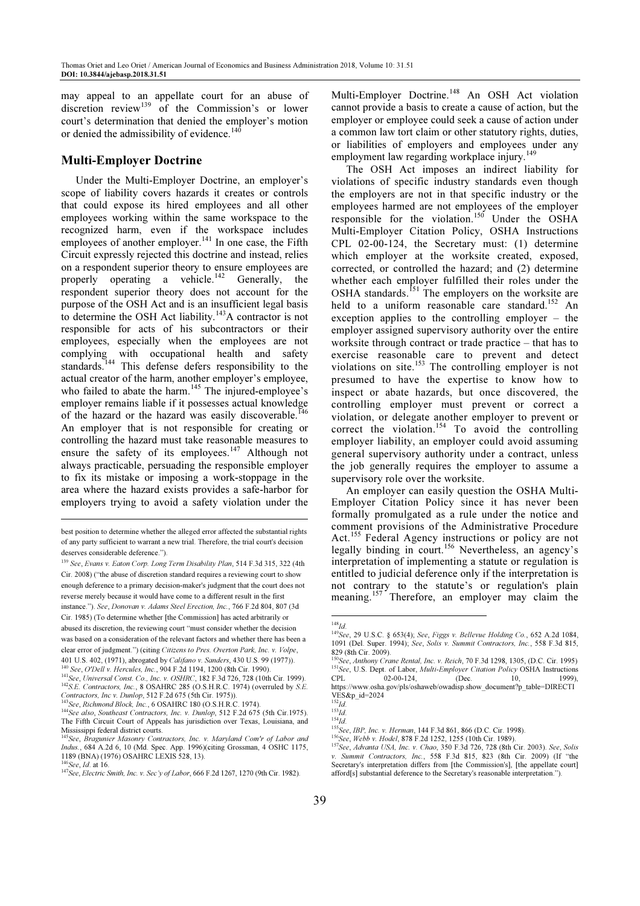may appeal to an appellate court for an abuse of discretion review[139] of the Commission's or lower court's determination that denied the employer's motion or denied the admissibility of evidence.[140]

## Multi-Employer Doctrine

Under the Multi-Employer Doctrine, an employer's scope of liability covers hazards it creates or controls that could expose its hired employees and all other employees working within the same workspace to the recognized harm, even if the workspace includes employees of another employer.[141] In one case, the Fifth Circuit expressly rejected this doctrine and instead, relies on a respondent superior theory to ensure employees are properly operating a vehicle.[142] Generally, the respondent superior theory does not account for the purpose of the OSH Act and is an insufficient legal basis to determine the OSH Act liability.[143] A contractor is not responsible for acts of his subcontractors or their employees, especially when the employees are not complying with occupational health and safety standards.[144] This defense defers responsibility to the actual creator of the harm, another employer's employee, who failed to abate the harm.[145] The injured-employee's employer remains liable if it possesses actual knowledge of the hazard or the hazard was easily discoverable.[146] An employer that is not responsible for creating or controlling the hazard must take reasonable measures to ensure the safety of its employees.[147] Although not always practicable, persuading the responsible employer to fix its mistake or imposing a work-stoppage in the area where the hazard exists provides a safe-harbor for employers trying to avoid a safety violation under the Multi-Employer Doctrine.[148] An OSH Act violation cannot provide a basis to create a cause of action, but the employer or employee could seek a cause of action under a common law tort claim or other statutory rights, duties, or liabilities of employers and employees under any employment law regarding workplace injury.[149]

The OSH Act imposes an indirect liability for violations of specific industry standards even though the employers are not in that specific industry or the employees harmed are not employees of the employer responsible for the violation.[150] Under the OSHA Multi-Employer Citation Policy, OSHA Instructions CPL 02-00-124, the Secretary must: (1) determine which employer at the worksite created, exposed, corrected, or controlled the hazard; and (2) determine whether each employer fulfilled their roles under the OSHA standards.[151] The employers on the worksite are held to a uniform reasonable care standard.[152] An exception applies to the controlling employer – the employer assigned supervisory authority over the entire worksite through contract or trade practice – that has to exercise reasonable care to prevent and detect violations on site.[153] The controlling employer is not presumed to have the expertise to know how to inspect or abate hazards, but once discovered, the controlling employer must prevent or correct a violation, or delegate another employer to prevent or correct the violation.[154] To avoid the controlling employer liability, an employer could avoid assuming general supervisory authority under a contract, unless the job generally requires the employer to assume a supervisory role over the worksite.

An employer can easily question the OSHA Multi-Employer Citation Policy since it has never been formally promulgated as a rule under the notice and comment provisions of the Administrative Procedure Act.[155] Federal Agency instructions or policy are not legally binding in court.[156] Nevertheless, an agency's interpretation of implementing a statute or regulation is entitled to judicial deference only if the interpretation is not contrary to the statute's or regulation's plain meaning.[157] Therefore, an employer may claim the

---

best position to determine whether the alleged error affected the substantial rights of any party sufficient to warrant a new trial. Therefore, the trial court's decision deserves considerable deference.").

[139] *See*, *Evans v. Eaton Corp. Long Term Disability Plan*, 514 F.3d 315, 322 (4th Cir. 2008) ("the abuse of discretion standard requires a reviewing court to show enough deference to a primary decision-maker's judgment that the court does not reverse merely because it would have come to a different result in the first instance."). *See*, *Donovan v. Adams Steel Erection, Inc.*, 766 F.2d 804, 807 (3d Cir. 1985) (To determine whether [the Commission] has acted arbitrarily or abused its discretion, the reviewing court "must consider whether the decision was based on a consideration of the relevant factors and whether there has been a clear error of judgment.") (citing *Citizens to Pres. Overton Park, Inc. v. Volpe*, 401 U.S. 402, (1971)), abrogated by *Califano v. Sanders*, 430 U.S. 99 (1977)).

[140] *See*, *O'Dell v. Hercules, Inc.*, 904 F.2d 1194, 1200 (8th Cir. 1990).

[141] *See*, *Universal Const. Co., Inc. v. OSHRC*, 182 F.3d 726, 728 (10th Cir. 1999).

[142] *S.E. Contractors, Inc.*, 8 OSAHRC 285 (O.S.H.R.C. 1974) (overruled by *S.E. Contractors, Inc v. Dunlop*, 512 F.2d 675 (5th Cir. 1975)).

[143] *See*, *Richmond Block, Inc.*, 6 OSAHRC 180 (O.S.H.R.C. 1974).

[144] *See also*, *Southeast Contractors, Inc. v. Dunlop*, 512 F.2d 675 (5th Cir.1975). The Fifth Circuit Court of Appeals has jurisdiction over Texas, Louisiana, and Mississippi federal district courts.

[145] *See*, *Bragunier Masonry Contractors, Inc. v. Maryland Com'r of Labor and Indus.*, 684 A.2d 6, 10 (Md. Spec. App. 1996)(citing Grossman, 4 OSHC 1175, 1189 (BNA) (1976) OSAHRC LEXIS 528, 13).

[146] *See*, *Id.* at 16.

[147] *See*, *Electric Smith, Inc. v. Sec'y of Labor*, 666 F.2d 1267, 1270 (9th Cir. 1982).

[148] *Id.*

[149] *See*, 29 U.S.C. § 653(4); *See*, *Figgs v. Bellevue Holding Co.*, 652 A.2d 1084, 1091 (Del. Super. 1994); *See*, *Solis v. Summit Contractors, Inc.*, 558 F.3d 815, 829 (8th Cir. 2009).

[150] *See*, *Anthony Crane Rental, Inc. v. Reich*, 70 F.3d 1298, 1305, (D.C. Cir. 1995)

[151] *See*, U.S. Dept. of Labor, *Multi-Employer Citation Policy* OSHA Instructions CPL 02-00-124, (Dec. 10, 1999), https://www.osha.gov/pls/oshaweb/owadisp.show_document?p_table=DIRECTIVES&p_id=2024

[152] *Id.*

[153] *Id.*

[154] *Id.*

[155] *See*, *IBP, Inc. v. Herman*, 144 F.3d 861, 866 (D.C. Cir. 1998).

[156] *See*, *Webb v. Hodel*, 878 F.2d 1252, 1255 (10th Cir. 1989).

[157] *See*, *Advanta USA, Inc. v. Chao*, 350 F.3d 726, 728 (8th Cir. 2003). *See*, *Solis v. Summit Contractors, Inc.*, 558 F.3d 815, 823 (8th Cir. 2009) (If "the Secretary's interpretation differs from [the Commission's], [the appellate court] afford[s] substantial deference to the Secretary's reasonable interpretation.").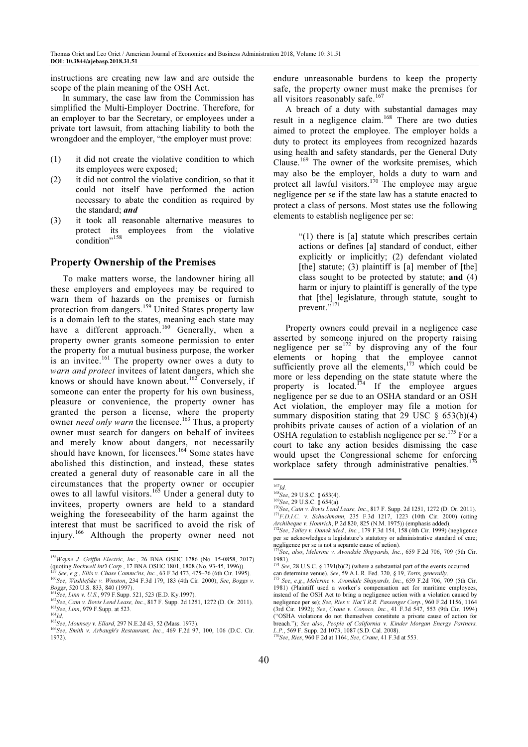instructions are creating new law and are outside the scope of the plain meaning of the OSH Act.

In summary, the case law from the Commission has simplified the Multi-Employer Doctrine. Therefore, for an employer to bar the Secretary, or employees under a private tort lawsuit, from attaching liability to both the wrongdoer and the employer, "the employer must prove:

(1) it did not create the violative condition to which its employees were exposed;
(2) it did not control the violative condition, so that it could not itself have performed the action necessary to abate the condition as required by the standard; ***and***
(3) it took all reasonable alternative measures to protect its employees from the violative condition"[158]

## Property Ownership of the Premises

To make matters worse, the landowner hiring all these employers and employees may be required to warn them of hazards on the premises or furnish protection from dangers.[159] United States property law is a domain left to the states, meaning each state may have a different approach.[160] Generally, when a property owner grants someone permission to enter the property for a mutual business purpose, the worker is an invitee.[161] The property owner owes a duty to *warn and protect* invitees of latent dangers, which she knows or should have known about.[162] Conversely, if someone can enter the property for his own business, pleasure or convenience, the property owner has granted the person a license, where the property owner *need only warn* the licensee.[163] Thus, a property owner must search for dangers on behalf of invitees and merely know about dangers, not necessarily should have known, for licensees.[164] Some states have abolished this distinction, and instead, these states created a general duty of reasonable care in all the circumstances that the property owner or occupier owes to all lawful visitors.[165] Under a general duty to invitees, property owners are held to a standard weighing the foreseeability of the harm against the interest that must be sacrificed to avoid the risk of injury.[166] Although the property owner need not endure unreasonable burdens to keep the property safe, the property owner must make the premises for all visitors reasonably safe.[167]

A breach of a duty with substantial damages may result in a negligence claim.[168] There are two duties aimed to protect the employee. The employer holds a duty to protect its employees from recognized hazards using health and safety standards, per the General Duty Clause.[169] The owner of the worksite premises, which may also be the employer, holds a duty to warn and protect all lawful visitors.[170] The employee may argue negligence per se if the state law has a statute enacted to protect a class of persons. Most states use the following elements to establish negligence per se:

> "(1) there is [a] statute which prescribes certain actions or defines [a] standard of conduct, either explicitly or implicitly; (2) defendant violated [the] statute; (3) plaintiff is [a] member of [the] class sought to be protected by statute; **and** (4) harm or injury to plaintiff is generally of the type that [the] legislature, through statute, sought to prevent."[171]

Property owners could prevail in a negligence case asserted by someone injured on the property raising negligence per se[172] by disproving any of the four elements or hoping that the employee cannot sufficiently prove all the elements,[173] which could be more or less depending on the state statute where the property is located.[174] If the employee argues negligence per se due to an OSHA standard or an OSH Act violation, the employer may file a motion for summary disposition stating that 29 USC § 653(b)(4) prohibits private causes of action of a violation of an OSHA regulation to establish negligence per se.[175] For a court to take any action besides dismissing the case would upset the Congressional scheme for enforcing workplace safety through administrative penalties.[176]

---

[158] *Wayne J. Griffin Electric, Inc.*, 26 BNA OSHC 1786 (No. 15-0858, 2017) (quoting *Rockwell Int'l Corp.*, 17 BNA OSHC 1801, 1808 (No. 93-45, 1996)).
[159] *See*, *e.g.*, *Ellis v. Chase Commc'ns, Inc.*, 63 F.3d 473, 475–76 (6th Cir. 1995).
[160] *See*, *Washlefske v. Winston*, 234 F.3d 179, 183 (4th Cir. 2000); *See*, *Boggs v. Boggs*, 520 U.S. 833, 840 (1997).
[161] *See*, *Linn v. U.S.*, 979 F.Supp. 521, 523 (E.D. Ky.1997).
[162] *See*, *Cain v. Bovis Lend Lease, Inc.*, 817 F. Supp. 2d 1251, 1272 (D. Or. 2011).
[163] *See*, *Linn*, 979 F.Supp. at 523.
[164] *Id.*
[165] *See*, *Mounsey v. Ellard*, 297 N.E.2d 43, 52 (Mass. 1973).
[166] *See*, *Smith v. Arbaugh's Restaurant, Inc.*, 469 F.2d 97, 100, 106 (D.C. Cir. 1972).
[167] *Id.*
[168] *See*, 29 U.S.C. § 653(4).
[169] *See*, 29 U.S.C. § 654(a).
[170] *See*, *Cain v. Bovis Lend Lease, Inc.*, 817 F. Supp. 2d 1251, 1272 (D. Or. 2011).
[171] *F.D.I.C. v. Schuchmann*, 235 F.3d 1217, 1223 (10th Cir. 2000) (citing *Archibeque v. Homrich*, P.2d 820, 825 (N.M. 1975)) (emphasis added).
[172] *See*, *Talley v. Danek Med., Inc.*, 179 F.3d 154, 158 (4th Cir. 1999) (negligence per se acknowledges a legislature's statutory or administrative standard of care; negligence per se is not a separate cause of action).
[173] *See*, *also*, *Melerine v. Avondale Shipyards, Inc.*, 659 F.2d 706, 709 (5th Cir. 1981).
[174] *See*, 28 U.S.C. § 1391(b)(2) (where a substantial part of the events occurred can determine venue). *See*, 59 A.L.R. Fed. 320, § 19, *Torts, generally*.
[175] *See*, *e.g.*, *Melerine v. Avondale Shipyards, Inc.*, 659 F.2d 706, 709 (5th Cir. 1981) (Plaintiff used a worker's compensation act for maritime employees, instead of the OSH Act to bring a negligence action with a violation caused by negligence per se); *See*, *Ries v. Nat'l R.R. Passenger Corp.*, 960 F.2d 1156, 1164 (3rd Cir. 1992); *See*, *Crane v. Conoco, Inc.*, 41 F.3d 547, 553 (9th Cir. 1994) ("OSHA violations do not themselves constitute a private cause of action for breach."); *See also*, *People of California v. Kinder Morgan Energy Partners, L.P.*, 569 F. Supp. 2d 1073, 1087 (S.D. Cal. 2008).
[176] *See*, *Ries*, 960 F.2d at 1164; *See*, *Crane*, 41 F.3d at 553.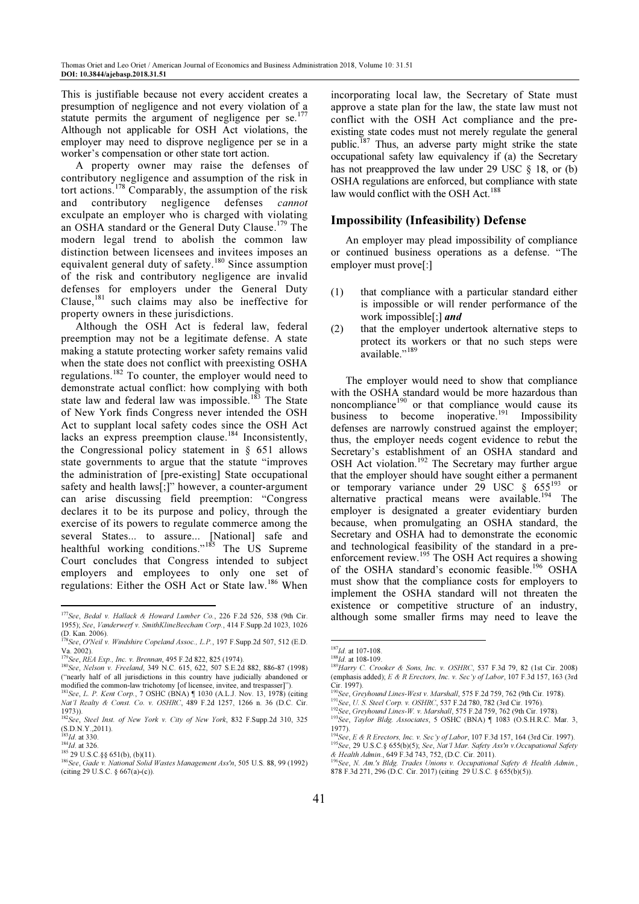This is justifiable because not every accident creates a presumption of negligence and not every violation of a statute permits the argument of negligence per se.[177] Although not applicable for OSH Act violations, the employer may need to disprove negligence per se in a worker's compensation or other state tort action.

A property owner may raise the defenses of contributory negligence and assumption of the risk in tort actions.[178] Comparably, the assumption of the risk and contributory negligence defenses *cannot* exculpate an employer who is charged with violating an OSHA standard or the General Duty Clause.[179] The modern legal trend to abolish the common law distinction between licensees and invitees imposes an equivalent general duty of safety.[180] Since assumption of the risk and contributory negligence are invalid defenses for employers under the General Duty Clause,[181] such claims may also be ineffective for property owners in these jurisdictions.

Although the OSH Act is federal law, federal preemption may not be a legitimate defense. A state making a statute protecting worker safety remains valid when the state does not conflict with preexisting OSHA regulations.[182] To counter, the employer would need to demonstrate actual conflict: how complying with both state law and federal law was impossible.[183] The State of New York finds Congress never intended the OSH Act to supplant local safety codes since the OSH Act lacks an express preemption clause.[184] Inconsistently, the Congressional policy statement in § 651 allows state governments to argue that the statute "improves the administration of [pre-existing] State occupational safety and health laws[;]" however, a counter-argument can arise discussing field preemption: "Congress declares it to be its purpose and policy, through the exercise of its powers to regulate commerce among the several States... to assure... [National] safe and healthful working conditions."[185] The US Supreme Court concludes that Congress intended to subject employers and employees to only one set of regulations: Either the OSH Act or State law.[186] When incorporating local law, the Secretary of State must approve a state plan for the law, the state law must not conflict with the OSH Act compliance and the pre-existing state codes must not merely regulate the general public.[187] Thus, an adverse party might strike the state occupational safety law equivalency if (a) the Secretary has not preapproved the law under 29 USC § 18, or (b) OSHA regulations are enforced, but compliance with state law would conflict with the OSH Act.[188]

## Impossibility (Infeasibility) Defense

An employer may plead impossibility of compliance or continued business operations as a defense. "The employer must prove[:]

(1) that compliance with a particular standard either is impossible or will render performance of the work impossible[;] ***and***
(2) that the employer undertook alternative steps to protect its workers or that no such steps were available."[189]

The employer would need to show that compliance with the OSHA standard would be more hazardous than noncompliance[190] or that compliance would cause its business to become inoperative.[191] Impossibility defenses are narrowly construed against the employer; thus, the employer needs cogent evidence to rebut the Secretary's establishment of an OSHA standard and OSH Act violation.[192] The Secretary may further argue that the employer should have sought either a permanent or temporary variance under 29 USC § 655[193] or alternative practical means were available.[194] The employer is designated a greater evidentiary burden because, when promulgating an OSHA standard, the Secretary and OSHA had to demonstrate the economic and technological feasibility of the standard in a pre-enforcement review.[195] The OSH Act requires a showing of the OSHA standard's economic feasible.[196] OSHA must show that the compliance costs for employers to implement the OSHA standard will not threaten the existence or competitive structure of an industry, although some smaller firms may need to leave the

---

[177] *See*, *Bedal v. Hallack & Howard Lumber Co.*, 226 F.2d 526, 538 (9th Cir. 1955); *See*, *Vanderwerf v. SmithKlineBeecham Corp.*, 414 F.Supp.2d 1023, 1026 (D. Kan. 2006).

[178] *See*, *O'Neil v. Windshire Copeland Assoc., L.P.*, 197 F.Supp.2d 507, 512 (E.D. Va. 2002).

[179] *See*, *REA Exp., Inc. v. Brennan*, 495 F.2d 822, 825 (1974).

[180] *See*, *Nelson v. Freeland*, 349 N.C. 615, 622, 507 S.E.2d 882, 886-87 (1998) ("nearly half of all jurisdictions in this country have judicially abandoned or modified the common-law trichotomy [of licensee, invitee, and trespasser]").

[181] *See*, *L. P. Kent Corp.*, 7 OSHC (BNA) ¶ 1030 (A.L.J. Nov. 13, 1978) (citing *Nat'l Realty & Const. Co. v. OSHRC*, 489 F.2d 1257, 1266 n. 36 (D.C. Cir. 1973)).

[182] *See*, *Steel Inst. of New York v. City of New York*, 832 F.Supp.2d 310, 325 (S.D.N.Y.,2011).

[183] *Id*. at 330.

[184] *Id*. at 326.

[185] 29 U.S.C.§§ 651(b), (b)(11).

[186] *See*, *Gade v. National Solid Wastes Management Ass'n*, 505 U.S. 88, 99 (1992) (citing 29 U.S.C. § 667(a)-(c)).

[187] *Id*. at 107-108.

[188] *Id*. at 108-109.

[189] *Harry C. Crooker & Sons, Inc. v. OSHRC*, 537 F.3d 79, 82 (1st Cir. 2008) (emphasis added); *E & R Erectors, Inc. v. Sec'y of Labor*, 107 F.3d 157, 163 (3rd Cir. 1997).

[190] *See*, *Greyhound Lines-West v. Marshall*, 575 F.2d 759, 762 (9th Cir. 1978).

[191] *See*, *U. S. Steel Corp. v. OSHRC*, 537 F.2d 780, 782 (3rd Cir. 1976).

[192] *See*, *Greyhound Lines-W. v. Marshall*, 575 F.2d 759, 762 (9th Cir. 1978).

[193] *See*, *Taylor Bldg. Associates*, 5 OSHC (BNA) ¶ 1083 (O.S.H.R.C. Mar. 3, 1977).

[194] *See*, *E & R Erectors, Inc. v. Sec'y of Labor*, 107 F.3d 157, 164 (3rd Cir. 1997).

[195] *See*, 29 U.S.C.§ 655(b)(5); *See*, *Nat'l Mar. Safety Ass'n v.Occupational Safety & Health Admin.*, 649 F.3d 743, 752, (D.C. Cir. 2011).

[196] *See*, *N. Am.'s Bldg. Trades Unions v. Occupational Safety & Health Admin.*, 878 F.3d 271, 296 (D.C. Cir. 2017) (citing 29 U.S.C. § 655(b)(5)).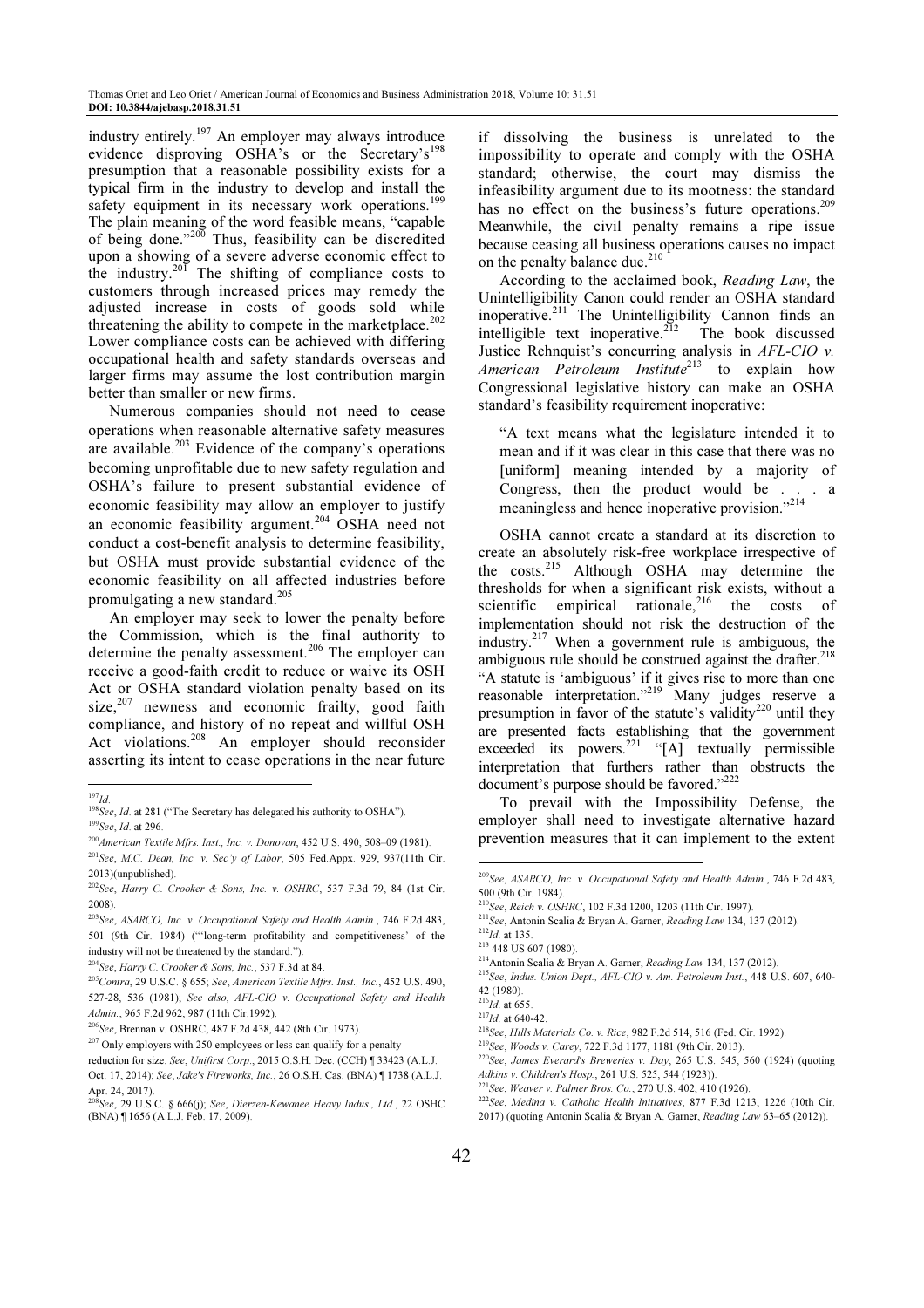industry entirely.[197] An employer may always introduce evidence disproving OSHA's or the Secretary's[198] presumption that a reasonable possibility exists for a typical firm in the industry to develop and install the safety equipment in its necessary work operations.[199] The plain meaning of the word feasible means, "capable of being done."[200] Thus, feasibility can be discredited upon a showing of a severe adverse economic effect to the industry.[201] The shifting of compliance costs to customers through increased prices may remedy the adjusted increase in costs of goods sold while threatening the ability to compete in the marketplace.[202] Lower compliance costs can be achieved with differing occupational health and safety standards overseas and larger firms may assume the lost contribution margin better than smaller or new firms.

Numerous companies should not need to cease operations when reasonable alternative safety measures are available.[203] Evidence of the company's operations becoming unprofitable due to new safety regulation and OSHA's failure to present substantial evidence of economic feasibility may allow an employer to justify an economic feasibility argument.[204] OSHA need not conduct a cost-benefit analysis to determine feasibility, but OSHA must provide substantial evidence of the economic feasibility on all affected industries before promulgating a new standard.[205]

An employer may seek to lower the penalty before the Commission, which is the final authority to determine the penalty assessment.[206] The employer can receive a good-faith credit to reduce or waive its OSH Act or OSHA standard violation penalty based on its size,[207] newness and economic frailty, good faith compliance, and history of no repeat and willful OSH Act violations.[208] An employer should reconsider asserting its intent to cease operations in the near future if dissolving the business is unrelated to the impossibility to operate and comply with the OSHA standard; otherwise, the court may dismiss the infeasibility argument due to its mootness: the standard has no effect on the business's future operations.[209] Meanwhile, the civil penalty remains a ripe issue because ceasing all business operations causes no impact on the penalty balance due.[210]

According to the acclaimed book, *Reading Law*, the Unintelligibility Canon could render an OSHA standard inoperative.[211] The Unintelligibility Cannon finds an intelligible text inoperative.[212] The book discussed Justice Rehnquist's concurring analysis in *AFL-CIO v. American Petroleum Institute*[213] to explain how Congressional legislative history can make an OSHA standard's feasibility requirement inoperative:

> "A text means what the legislature intended it to mean and if it was clear in this case that there was no [uniform] meaning intended by a majority of Congress, then the product would be . . . a meaningless and hence inoperative provision."[214]

OSHA cannot create a standard at its discretion to create an absolutely risk-free workplace irrespective of the costs.[215] Although OSHA may determine the thresholds for when a significant risk exists, without a scientific empirical rationale,[216] the costs of implementation should not risk the destruction of the industry.[217] When a government rule is ambiguous, the ambiguous rule should be construed against the drafter.[218] "A statute is 'ambiguous' if it gives rise to more than one reasonable interpretation."[219] Many judges reserve a presumption in favor of the statute's validity[220] until they are presented facts establishing that the government exceeded its powers.[221] "[A] textually permissible interpretation that furthers rather than obstructs the document's purpose should be favored."[222]

To prevail with the Impossibility Defense, the employer shall need to investigate alternative hazard prevention measures that it can implement to the extent

---

[197] *Id.*

[198] *See*, *Id.* at 281 ("The Secretary has delegated his authority to OSHA").

[199] *See*, *Id.* at 296.

[200] *American Textile Mfrs. Inst., Inc. v. Donovan*, 452 U.S. 490, 508–09 (1981).

[201] *See*, *M.C. Dean, Inc. v. Sec'y of Labor*, 505 Fed.Appx. 929, 937(11th Cir. 2013)(unpublished).

[202] *See*, *Harry C. Crooker & Sons, Inc. v. OSHRC*, 537 F.3d 79, 84 (1st Cir. 2008).

[203] *See*, *ASARCO, Inc. v. Occupational Safety and Health Admin.*, 746 F.2d 483, 501 (9th Cir. 1984) ("'long-term profitability and competitiveness' of the industry will not be threatened by the standard.").

[204] *See*, *Harry C. Crooker & Sons, Inc.*, 537 F.3d at 84.

[205] *Contra*, 29 U.S.C. § 655; *See*, *American Textile Mfrs. Inst., Inc.*, 452 U.S. 490, 527-28, 536 (1981); *See also*, *AFL-CIO v. Occupational Safety and Health Admin.*, 965 F.2d 962, 987 (11th Cir.1992).

[206] *See*, Brennan v. OSHRC, 487 F.2d 438, 442 (8th Cir. 1973).

[207] Only employers with 250 employees or less can qualify for a penalty reduction for size. *See*, *Unifirst Corp.*, 2015 O.S.H. Dec. (CCH) ¶ 33423 (A.L.J. Oct. 17, 2014); *See*, *Jake's Fireworks, Inc.*, 26 O.S.H. Cas. (BNA) ¶ 1738 (A.L.J. Apr. 24, 2017).

[208] *See*, 29 U.S.C. § 666(j); *See*, *Dierzen-Kewanee Heavy Indus., Ltd.*, 22 OSHC (BNA) ¶ 1656 (A.L.J. Feb. 17, 2009).

[209] *See*, *ASARCO, Inc. v. Occupational Safety and Health Admin.*, 746 F.2d 483, 500 (9th Cir. 1984).

[210] *See*, *Reich v. OSHRC*, 102 F.3d 1200, 1203 (11th Cir. 1997).

[211] *See*, Antonin Scalia & Bryan A. Garner, *Reading Law* 134, 137 (2012).

[212] *Id.* at 135.

[213] 448 US 607 (1980).

[214] Antonin Scalia & Bryan A. Garner, *Reading Law* 134, 137 (2012).

[215] *See*, *Indus. Union Dept., AFL-CIO v. Am. Petroleum Inst.*, 448 U.S. 607, 640-42 (1980).

[216] *Id.* at 655.

[217] *Id.* at 640-42.

[218] *See*, *Hills Materials Co. v. Rice*, 982 F.2d 514, 516 (Fed. Cir. 1992).

[219] *See*, *Woods v. Carey*, 722 F.3d 1177, 1181 (9th Cir. 2013).

[220] *See*, *James Everard's Breweries v. Day*, 265 U.S. 545, 560 (1924) (quoting *Adkins v. Children's Hosp.*, 261 U.S. 525, 544 (1923)).

[221] *See*, *Weaver v. Palmer Bros. Co.*, 270 U.S. 402, 410 (1926).

[222] *See*, *Medina v. Catholic Health Initiatives*, 877 F.3d 1213, 1226 (10th Cir. 2017) (quoting Antonin Scalia & Bryan A. Garner, *Reading Law* 63–65 (2012)).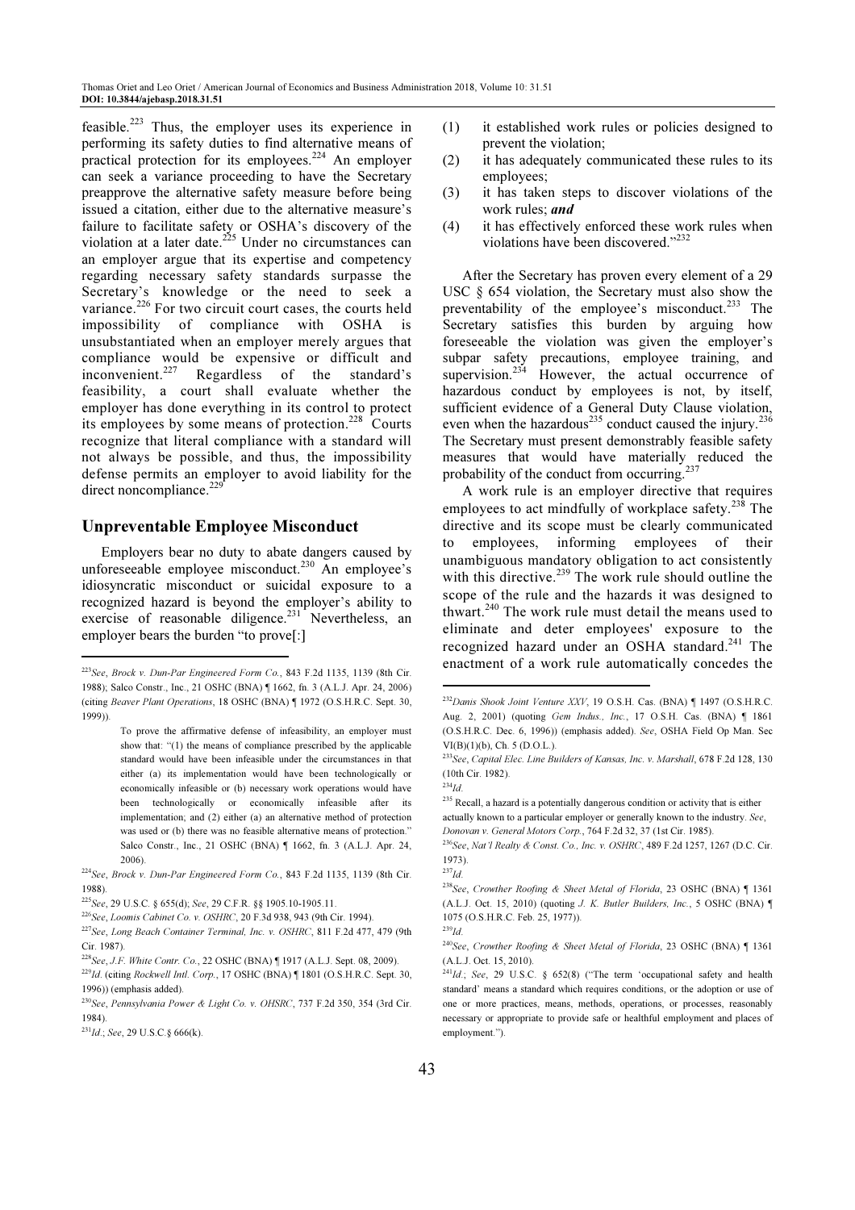feasible.[223] Thus, the employer uses its experience in performing its safety duties to find alternative means of practical protection for its employees.[224] An employer can seek a variance proceeding to have the Secretary preapprove the alternative safety measure before being issued a citation, either due to the alternative measure's failure to facilitate safety or OSHA's discovery of the violation at a later date.[225] Under no circumstances can an employer argue that its expertise and competency regarding necessary safety standards surpasse the Secretary's knowledge or the need to seek a variance.[226] For two circuit court cases, the courts held impossibility of compliance with OSHA is unsubstantiated when an employer merely argues that compliance would be expensive or difficult and inconvenient.[227] Regardless of the standard's feasibility, a court shall evaluate whether the employer has done everything in its control to protect its employees by some means of protection.[228] Courts recognize that literal compliance with a standard will not always be possible, and thus, the impossibility defense permits an employer to avoid liability for the direct noncompliance.[229]

## Unpreventable Employee Misconduct

Employers bear no duty to abate dangers caused by unforeseeable employee misconduct.[230] An employee's idiosyncratic misconduct or suicidal exposure to a recognized hazard is beyond the employer's ability to exercise of reasonable diligence.[231] Nevertheless, an employer bears the burden "to prove[:]

(1) it established work rules or policies designed to prevent the violation;
(2) it has adequately communicated these rules to its employees;
(3) it has taken steps to discover violations of the work rules; ***and***
(4) it has effectively enforced these work rules when violations have been discovered."[232]

After the Secretary has proven every element of a 29 USC § 654 violation, the Secretary must also show the preventability of the employee's misconduct.[233] The Secretary satisfies this burden by arguing how foreseeable the violation was given the employer's subpar safety precautions, employee training, and supervision.[234] However, the actual occurrence of hazardous conduct by employees is not, by itself, sufficient evidence of a General Duty Clause violation, even when the hazardous[235] conduct caused the injury.[236] The Secretary must present demonstrably feasible safety measures that would have materially reduced the probability of the conduct from occurring.[237]

A work rule is an employer directive that requires employees to act mindfully of workplace safety.[238] The directive and its scope must be clearly communicated to employees, informing employees of their unambiguous mandatory obligation to act consistently with this directive.[239] The work rule should outline the scope of the rule and the hazards it was designed to thwart.[240] The work rule must detail the means used to eliminate and deter employees' exposure to the recognized hazard under an OSHA standard.[241] The enactment of a work rule automatically concedes the

---

[223]*See*, *Brock v. Dun-Par Engineered Form Co.*, 843 F.2d 1135, 1139 (8th Cir. 1988); Salco Constr., Inc., 21 OSHC (BNA) ¶ 1662, fn. 3 (A.L.J. Apr. 24, 2006) (citing *Beaver Plant Operations*, 18 OSHC (BNA) ¶ 1972 (O.S.H.R.C. Sept. 30, 1999)).

> To prove the affirmative defense of infeasibility, an employer must show that: "(1) the means of compliance prescribed by the applicable standard would have been infeasible under the circumstances in that either (a) its implementation would have been technologically or economically infeasible or (b) necessary work operations would have been technologically or economically infeasible after its implementation; and (2) either (a) an alternative method of protection was used or (b) there was no feasible alternative means of protection." Salco Constr., Inc., 21 OSHC (BNA) ¶ 1662, fn. 3 (A.L.J. Apr. 24, 2006).

[224]*See*, *Brock v. Dun-Par Engineered Form Co.*, 843 F.2d 1135, 1139 (8th Cir. 1988).

[225]*See*, 29 U.S.C. § 655(d); *See*, 29 C.F.R. §§ 1905.10-1905.11.

[226]*See*, *Loomis Cabinet Co. v. OSHRC*, 20 F.3d 938, 943 (9th Cir. 1994).

[227]*See*, *Long Beach Container Terminal, Inc. v. OSHRC*, 811 F.2d 477, 479 (9th Cir. 1987).

[228]*See*, *J.F. White Contr. Co.*, 22 OSHC (BNA) ¶ 1917 (A.L.J. Sept. 08, 2009).

[229]*Id.* (citing *Rockwell Intl. Corp.*, 17 OSHC (BNA) ¶ 1801 (O.S.H.R.C. Sept. 30, 1996)) (emphasis added).

[230]*See*, *Pennsylvania Power & Light Co. v. OHSRC*, 737 F.2d 350, 354 (3rd Cir. 1984).

[231]*Id.*; *See*, 29 U.S.C.§ 666(k).

[232]*Danis Shook Joint Venture XXV*, 19 O.S.H. Cas. (BNA) ¶ 1497 (O.S.H.R.C. Aug. 2, 2001) (quoting *Gem Indus., Inc.*, 17 O.S.H. Cas. (BNA) ¶ 1861 (O.S.H.R.C. Dec. 6, 1996)) (emphasis added). *See*, OSHA Field Op Man. Sec VI(B)(1)(b), Ch. 5 (D.O.L.).

[233]*See*, *Capital Elec. Line Builders of Kansas, Inc. v. Marshall*, 678 F.2d 128, 130 (10th Cir. 1982).

[234]*Id.*

[235] Recall, a hazard is a potentially dangerous condition or activity that is either actually known to a particular employer or generally known to the industry. *See*, *Donovan v. General Motors Corp.*, 764 F.2d 32, 37 (1st Cir. 1985).

[236]*See*, *Nat'l Realty & Const. Co., Inc. v. OSHRC*, 489 F.2d 1257, 1267 (D.C. Cir. 1973).

[237]*Id.*

[238]*See*, *Crowther Roofing & Sheet Metal of Florida*, 23 OSHC (BNA) ¶ 1361 (A.L.J. Oct. 15, 2010) (quoting *J. K. Butler Builders, Inc.*, 5 OSHC (BNA) ¶ 1075 (O.S.H.R.C. Feb. 25, 1977)).

[239]*Id.*

[240]*See*, *Crowther Roofing & Sheet Metal of Florida*, 23 OSHC (BNA) ¶ 1361 (A.L.J. Oct. 15, 2010).

[241]*Id.*; *See*, 29 U.S.C. § 652(8) ("The term 'occupational safety and health standard' means a standard which requires conditions, or the adoption or use of one or more practices, means, methods, operations, or processes, reasonably necessary or appropriate to provide safe or healthful employment and places of employment.").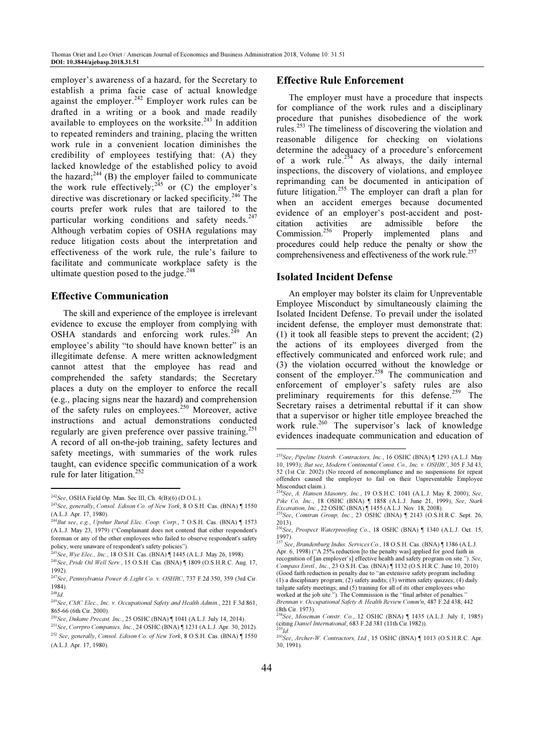employer's awareness of a hazard, for the Secretary to establish a prima facie case of actual knowledge against the employer.[242] Employer work rules can be drafted in a writing or a book and made readily available to employees on the worksite.[243] In addition to repeated reminders and training, placing the written work rule in a convenient location diminishes the credibility of employees testifying that: (A) they lacked knowledge of the established policy to avoid the hazard;[244] (B) the employer failed to communicate the work rule effectively;[245] or (C) the employer's directive was discretionary or lacked specificity.[246] The courts prefer work rules that are tailored to the particular working conditions and safety needs.[247] Although verbatim copies of OSHA regulations may reduce litigation costs about the interpretation and effectiveness of the work rule, the rule's failure to facilitate and communicate workplace safety is the ultimate question posed to the judge.[248]

## Effective Communication

The skill and experience of the employee is irrelevant evidence to excuse the employer from complying with OSHA standards and enforcing work rules.[249] An employee's ability "to should have known better" is an illegitimate defense. A mere written acknowledgment cannot attest that the employee has read and comprehended the safety standards; the Secretary places a duty on the employer to enforce the recall (e.g., placing signs near the hazard) and comprehension of the safety rules on employees.[250] Moreover, active instructions and actual demonstrations conducted regularly are given preference over passive training.[251] A record of all on-the-job training, safety lectures and safety meetings, with summaries of the work rules taught, can evidence specific communication of a work rule for later litigation.[252]

## Effective Rule Enforcement

The employer must have a procedure that inspects for compliance of the work rules and a disciplinary procedure that punishes disobedience of the work rules.[253] The timeliness of discovering the violation and reasonable diligence for checking on violations determine the adequacy of a procedure's enforcement of a work rule.[254] As always, the daily internal inspections, the discovery of violations, and employee reprimanding can be documented in anticipation of future litigation.[255] The employer can draft a plan for when an accident emerges because documented evidence of an employer's post-accident and post-citation activities are admissible before the Commission.[256] Properly implemented plans and procedures could help reduce the penalty or show the comprehensiveness and effectiveness of the work rule.[257]

## Isolated Incident Defense

An employer may bolster its claim for Unpreventable Employee Misconduct by simultaneously claiming the Isolated Incident Defense. To prevail under the isolated incident defense, the employer must demonstrate that: (1) it took all feasible steps to prevent the accident; (2) the actions of its employees diverged from the effectively communicated and enforced work rule; and (3) the violation occurred without the knowledge or consent of the employer.[258] The communication and enforcement of employer's safety rules are also preliminary requirements for this defense.[259] The Secretary raises a detrimental rebuttal if it can show that a supervisor or higher title employee breached the work rule.[260] The supervisor's lack of knowledge evidences inadequate communication and education of

---

[242] *See*, OSHA Field Op. Man. Sec III, Ch. 4(B)(6) (D.O.L.).

[243] *See*, *generally*, *Consol. Edison Co. of New York*, 8 O.S.H. Cas. (BNA) ¶ 1550 (A.L.J. Apr. 17, 1980).

[244] *But see*, *e.g.*, *Upshur Rural Elec. Coop. Corp.*, 7 O.S.H. Cas. (BNA) ¶ 1573 (A.L.J. May 23, 1979) ("Complainant does not contend that either respondent's foreman or any of the other employees who failed to observe respondent's safety policy, were unaware of respondent's safety policies").

[245] *See*, *Wye Elec., Inc.*, 18 O.S.H. Cas. (BNA) ¶ 1445 (A.L.J. May 26, 1998).

[246] *See*, *Pride Oil Well Serv.*, 15 O.S.H. Cas. (BNA) ¶ 1809 (O.S.H.R.C. Aug. 17, 1992).

[247] *See*, *Pennsylvania Power & Light Co. v. OSHRC*, 737 F.2d 350, 359 (3rd Cir. 1984).

[248] *Id.*

[249] *See*, *CMC Elec., Inc. v. Occupational Safety and Health Admin.*, 221 F.3d 861, 865-66 (6th Cir. 2000).

[250] *See*, *Dukane Precast, Inc.*, 25 OSHC (BNA) ¶ 1041 (A.L.J. July 14, 2014).

[251] *See*, *Corrpro Companies, Inc.*, 24 OSHC (BNA) ¶ 1231 (A.L.J. Apr. 30, 2012).

[252] *See*, *generally*, *Consol. Edison Co. of New York*, 8 O.S.H. Cas. (BNA) ¶ 1550 (A.L.J. Apr. 17, 1980).

[253] *See*, *Pipeline Distrib. Contractors, Inc.*, 16 OSHC (BNA) ¶ 1293 (A.L.J. May 10, 1993); *But see*, *Modern Continental Const. Co., Inc. v. OSHRC*, 305 F.3d 43, 52 (1st Cir. 2002) (No record of noncompliance and no suspensions for repeat offenders caused the employer to fail on their Unpreventable Employee Misconduct claim.).

[254] *See*, *A. Hansen Masonry, Inc.*, 19 O.S.H.C. 1041 (A.L.J. May 8, 2000); *See*, *Pike Co. Inc.*, 18 OSHC (BNA) ¶ 1858 (A.L.J. June 21, 1999); *See*, *Stark Excavation, Inc.*, 22 OSHC (BNA) ¶ 1455 (A.L.J. Nov. 18, 2008).

[255] *See*, *Comtran Group, Inc.*, 23 OSHC (BNA) ¶ 2143 (O.S.H.R.C. Sept. 26, 2013).

[256] *See*, *Prospect Waterproofing Co.*, 18 OSHC (BNA) ¶ 1340 (A.L.J. Oct. 15, 1997).

[257] *See*, *Brandenburg Indus. Services Co.*, 18 O.S.H. Cas. (BNA) ¶ 1386 (A.L.J. Apr. 6, 1998) ("A 25% reduction [to the penalty was] applied for good faith in recognition of [an employer's] effective health and safety program on site."). *See*, *Compass Envtl., Inc.*, 23 O.S.H. Cas. (BNA) ¶ 1132 (O.S.H.R.C. June 10, 2010) (Good faith reduction in penalty due to "an extensive safety program including (1) a disciplinary program; (2) safety audits; (3) written safety quizzes; (4) daily tailgate safety meetings; and (5) training for all of its other employees who worked at the job site."). The Commission is the "final arbiter of penalties." *Brennan v. Occupational Safety & Health Review Comm'n*, 487 F.2d 438, 442 (8th Cir. 1973).

[258] *See*, *Moseman Constr. Co.*, 12 OSHC (BNA) ¶ 1435 (A.L.J. July 1, 1985) (citing *Daniel International*, 683 F.2d 381 (11th Cir.1982)).

[259] *Id.*

[260] *See*, *Archer-W. Contractors, Ltd.*, 15 OSHC (BNA) ¶ 1013 (O.S.H.R.C. Apr. 30, 1991).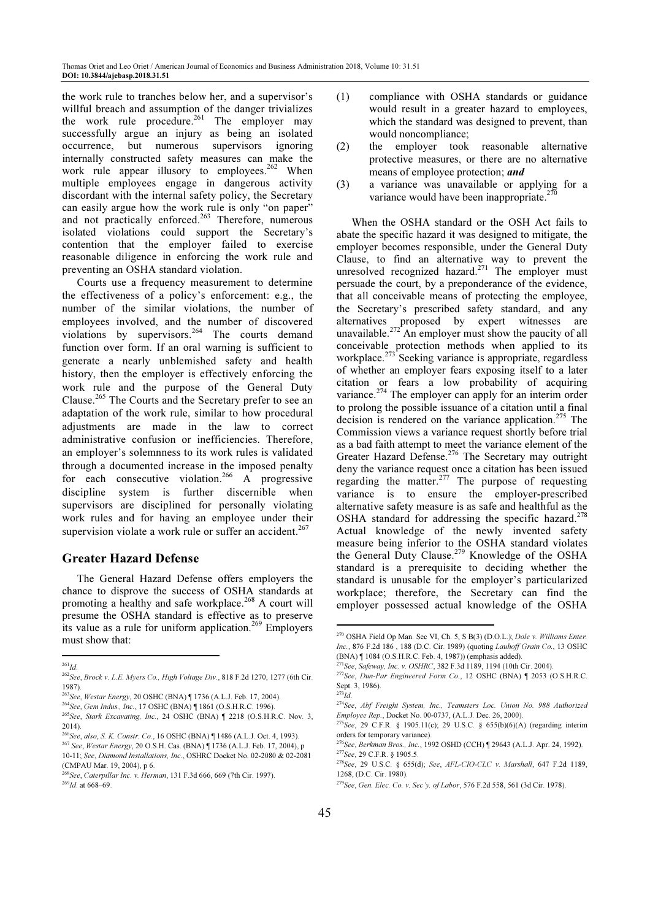the work rule to tranches below her, and a supervisor's willful breach and assumption of the danger trivializes the work rule procedure.[261] The employer may successfully argue an injury as being an isolated occurrence, but numerous supervisors ignoring internally constructed safety measures can make the work rule appear illusory to employees.[262] When multiple employees engage in dangerous activity discordant with the internal safety policy, the Secretary can easily argue how the work rule is only "on paper" and not practically enforced.[263] Therefore, numerous isolated violations could support the Secretary's contention that the employer failed to exercise reasonable diligence in enforcing the work rule and preventing an OSHA standard violation.

Courts use a frequency measurement to determine the effectiveness of a policy's enforcement: e.g., the number of the similar violations, the number of employees involved, and the number of discovered violations by supervisors.[264] The courts demand function over form. If an oral warning is sufficient to generate a nearly unblemished safety and health history, then the employer is effectively enforcing the work rule and the purpose of the General Duty Clause.[265] The Courts and the Secretary prefer to see an adaptation of the work rule, similar to how procedural adjustments are made in the law to correct administrative confusion or inefficiencies. Therefore, an employer's solemnness to its work rules is validated through a documented increase in the imposed penalty for each consecutive violation.[266] A progressive discipline system is further discernible when supervisors are disciplined for personally violating work rules and for having an employee under their supervision violate a work rule or suffer an accident.[267]

## Greater Hazard Defense

The General Hazard Defense offers employers the chance to disprove the success of OSHA standards at promoting a healthy and safe workplace.[268] A court will presume the OSHA standard is effective as to preserve its value as a rule for uniform application.[269] Employers must show that:

(1) compliance with OSHA standards or guidance would result in a greater hazard to employees, which the standard was designed to prevent, than would noncompliance;

(2) the employer took reasonable alternative protective measures, or there are no alternative means of employee protection; ***and***

(3) a variance was unavailable or applying for a variance would have been inappropriate.[270]

When the OSHA standard or the OSH Act fails to abate the specific hazard it was designed to mitigate, the employer becomes responsible, under the General Duty Clause, to find an alternative way to prevent the unresolved recognized hazard.[271] The employer must persuade the court, by a preponderance of the evidence, that all conceivable means of protecting the employee, the Secretary's prescribed safety standard, and any alternatives proposed by expert witnesses are unavailable.[272] An employer must show the paucity of all conceivable protection methods when applied to its workplace.[273] Seeking variance is appropriate, regardless of whether an employer fears exposing itself to a later citation or fears a low probability of acquiring variance.[274] The employer can apply for an interim order to prolong the possible issuance of a citation until a final decision is rendered on the variance application.[275] The Commission views a variance request shortly before trial as a bad faith attempt to meet the variance element of the Greater Hazard Defense.[276] The Secretary may outright deny the variance request once a citation has been issued regarding the matter.[277] The purpose of requesting variance is to ensure the employer-prescribed alternative safety measure is as safe and healthful as the OSHA standard for addressing the specific hazard.[278] Actual knowledge of the newly invented safety measure being inferior to the OSHA standard violates the General Duty Clause.[279] Knowledge of the OSHA standard is a prerequisite to deciding whether the standard is unusable for the employer's particularized workplace; therefore, the Secretary can find the employer possessed actual knowledge of the OSHA

---

[261] *Id.*

[262] *See*, *Brock v. L.E. Myers Co., High Voltage Div.*, 818 F.2d 1270, 1277 (6th Cir. 1987).

[263] *See*, *Westar Energy*, 20 OSHC (BNA) ¶ 1736 (A.L.J. Feb. 17, 2004).

[264] *See*, *Gem Indus., Inc.*, 17 OSHC (BNA) ¶ 1861 (O.S.H.R.C. 1996).

[265] *See*, *Stark Excavating, Inc.*, 24 OSHC (BNA) ¶ 2218 (O.S.H.R.C. Nov. 3, 2014).

[266] *See*, *also*, *S. K. Constr. Co.*, 16 OSHC (BNA) ¶ 1486 (A.L.J. Oct. 4, 1993).

[267] *See*, *Westar Energy*, 20 O.S.H. Cas. (BNA) ¶ 1736 (A.L.J. Feb. 17, 2004), p 10-11; *See*, *Diamond Installations, Inc.*, OSHRC Docket No. 02-2080 & 02-2081 (CMPAU Mar. 19, 2004), p 6.

[268] *See*, *Caterpillar Inc. v. Herman*, 131 F.3d 666, 669 (7th Cir. 1997).

[269] *Id.* at 668–69.

[270] OSHA Field Op Man. Sec VI, Ch. 5, S B(3) (D.O.L.); *Dole v. Williams Enter. Inc.*, 876 F.2d 186 , 188 (D.C. Cir. 1989) (quoting *Lauhoff Grain Co.*, 13 OSHC (BNA) ¶ 1084 (O.S.H.R.C. Feb. 4, 1987)) (emphasis added).

[271] *See*, *Safeway, Inc. v. OSHRC*, 382 F.3d 1189, 1194 (10th Cir. 2004).

[272] *See*, *Dun-Par Engineered Form Co.*, 12 OSHC (BNA) ¶ 2053 (O.S.H.R.C. Sept. 3, 1986).

[273] *Id.*

[274] *See*, *Abf Freight System, Inc., Teamsters Loc. Union No. 988 Authorized Employee Rep.*, Docket No. 00-0737, (A.L.J. Dec. 26, 2000).

[275] *See*, 29 C.F.R. § 1905.11(c); 29 U.S.C. § 655(b)(6)(A) (regarding interim orders for temporary variance).

[276] *See*, *Berkman Bros., Inc.*, 1992 OSHD (CCH) ¶ 29643 (A.L.J. Apr. 24, 1992).

[277] *See*, 29 C.F.R. § 1905.5.

[278] *See*, 29 U.S.C. § 655(d); *See*, *AFL-CIO-CLC v. Marshall*, 647 F.2d 1189, 1268, (D.C. Cir. 1980).

[279] *See*, *Gen. Elec. Co. v. Sec'y. of Labor*, 576 F.2d 558, 561 (3d Cir. 1978).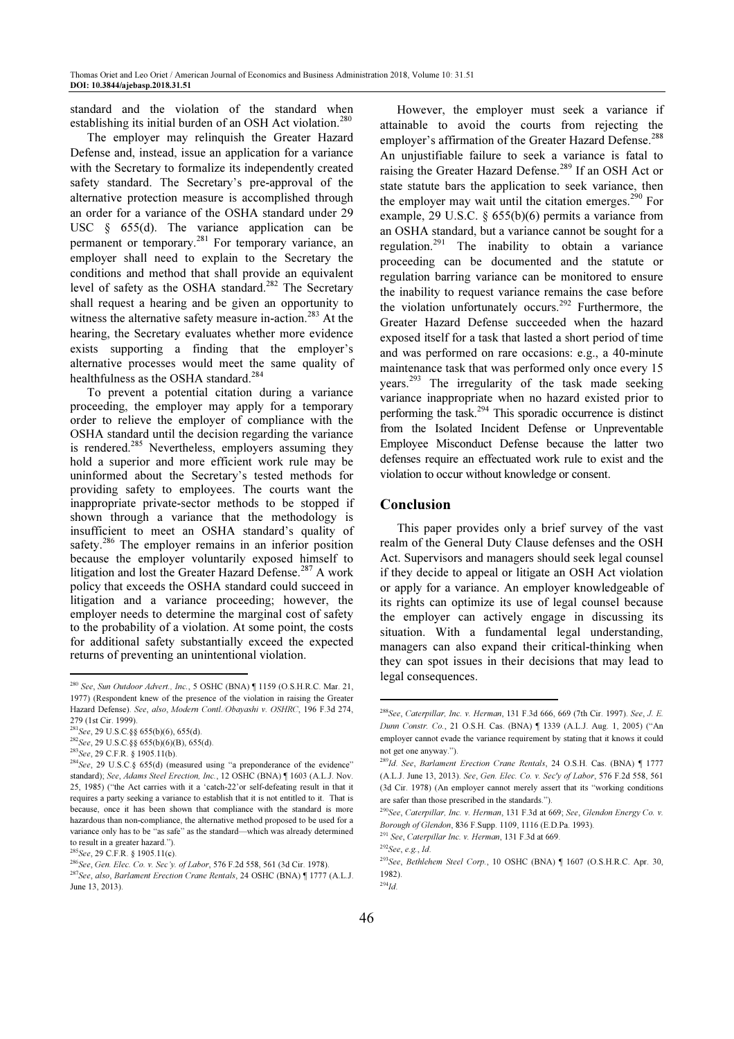standard and the violation of the standard when establishing its initial burden of an OSH Act violation.[280]

The employer may relinquish the Greater Hazard Defense and, instead, issue an application for a variance with the Secretary to formalize its independently created safety standard. The Secretary's pre-approval of the alternative protection measure is accomplished through an order for a variance of the OSHA standard under 29 USC § 655(d). The variance application can be permanent or temporary.[281] For temporary variance, an employer shall need to explain to the Secretary the conditions and method that shall provide an equivalent level of safety as the OSHA standard.[282] The Secretary shall request a hearing and be given an opportunity to witness the alternative safety measure in-action.[283] At the hearing, the Secretary evaluates whether more evidence exists supporting a finding that the employer's alternative processes would meet the same quality of healthfulness as the OSHA standard.[284]

To prevent a potential citation during a variance proceeding, the employer may apply for a temporary order to relieve the employer of compliance with the OSHA standard until the decision regarding the variance is rendered.[285] Nevertheless, employers assuming they hold a superior and more efficient work rule may be uninformed about the Secretary's tested methods for providing safety to employees. The courts want the inappropriate private-sector methods to be stopped if shown through a variance that the methodology is insufficient to meet an OSHA standard's quality of safety.[286] The employer remains in an inferior position because the employer voluntarily exposed himself to litigation and lost the Greater Hazard Defense.[287] A work policy that exceeds the OSHA standard could succeed in litigation and a variance proceeding; however, the employer needs to determine the marginal cost of safety to the probability of a violation. At some point, the costs for additional safety substantially exceed the expected returns of preventing an unintentional violation.

However, the employer must seek a variance if attainable to avoid the courts from rejecting the employer's affirmation of the Greater Hazard Defense.[288] An unjustifiable failure to seek a variance is fatal to raising the Greater Hazard Defense.[289] If an OSH Act or state statute bars the application to seek variance, then the employer may wait until the citation emerges.[290] For example, 29 U.S.C. § 655(b)(6) permits a variance from an OSHA standard, but a variance cannot be sought for a regulation.[291] The inability to obtain a variance proceeding can be documented and the statute or regulation barring variance can be monitored to ensure the inability to request variance remains the case before the violation unfortunately occurs.[292] Furthermore, the Greater Hazard Defense succeeded when the hazard exposed itself for a task that lasted a short period of time and was performed on rare occasions: e.g., a 40-minute maintenance task that was performed only once every 15 years.[293] The irregularity of the task made seeking variance inappropriate when no hazard existed prior to performing the task.[294] This sporadic occurrence is distinct from the Isolated Incident Defense or Unpreventable Employee Misconduct Defense because the latter two defenses require an effectuated work rule to exist and the violation to occur without knowledge or consent.

## Conclusion

This paper provides only a brief survey of the vast realm of the General Duty Clause defenses and the OSH Act. Supervisors and managers should seek legal counsel if they decide to appeal or litigate an OSH Act violation or apply for a variance. An employer knowledgeable of its rights can optimize its use of legal counsel because the employer can actively engage in discussing its situation. With a fundamental legal understanding, managers can also expand their critical-thinking when they can spot issues in their decisions that may lead to legal consequences.

---

[280] *See*, *Sun Outdoor Advert., Inc.*, 5 OSHC (BNA) ¶ 1159 (O.S.H.R.C. Mar. 21, 1977) (Respondent knew of the presence of the violation in raising the Greater Hazard Defense). *See*, *also*, *Modern Contl./Obayashi v. OSHRC*, 196 F.3d 274, 279 (1st Cir. 1999).

[281] *See*, 29 U.S.C.§§ 655(b)(6), 655(d).

[282] *See*, 29 U.S.C.§§ 655(b)(6)(B), 655(d).

[283] *See*, 29 C.F.R. § 1905.11(b).

[284] *See*, 29 U.S.C.§ 655(d) (measured using "a preponderance of the evidence" standard); *See*, *Adams Steel Erection, Inc.*, 12 OSHC (BNA) ¶ 1603 (A.L.J. Nov. 25, 1985) ("the Act carries with it a 'catch-22'or self-defeating result in that it requires a party seeking a variance to establish that it is not entitled to it. That is because, once it has been shown that compliance with the standard is more hazardous than non-compliance, the alternative method proposed to be used for a variance only has to be "as safe" as the standard—which was already determined to result in a greater hazard.").

[285] *See*, 29 C.F.R. § 1905.11(c).

[286] *See*, *Gen. Elec. Co. v. Sec'y. of Labor*, 576 F.2d 558, 561 (3d Cir. 1978).

[287] *See*, *also*, *Barlament Erection Crane Rentals*, 24 OSHC (BNA) ¶ 1777 (A.L.J. June 13, 2013).

[288] *See*, *Caterpillar, Inc. v. Herman*, 131 F.3d 666, 669 (7th Cir. 1997). *See*, *J. E. Dunn Constr. Co.*, 21 O.S.H. Cas. (BNA) ¶ 1339 (A.L.J. Aug. 1, 2005) ("An employer cannot evade the variance requirement by stating that it knows it could not get one anyway.").

[289] *Id*. *See*, *Barlament Erection Crane Rentals*, 24 O.S.H. Cas. (BNA) ¶ 1777 (A.L.J. June 13, 2013). *See*, *Gen. Elec. Co. v. Sec'y of Labor*, 576 F.2d 558, 561 (3d Cir. 1978) (An employer cannot merely assert that its "working conditions are safer than those prescribed in the standards.").

[290] *See*, *Caterpillar, Inc. v. Herman*, 131 F.3d at 669; *See*, *Glendon Energy Co. v. Borough of Glendon*, 836 F.Supp. 1109, 1116 (E.D.Pa. 1993).

[291] *See*, *Caterpillar Inc. v. Herman*, 131 F.3d at 669.

[292] *See*, *e.g.*, *Id*.

[293] *See*, *Bethlehem Steel Corp.*, 10 OSHC (BNA) ¶ 1607 (O.S.H.R.C. Apr. 30, 1982).

[294] *Id*.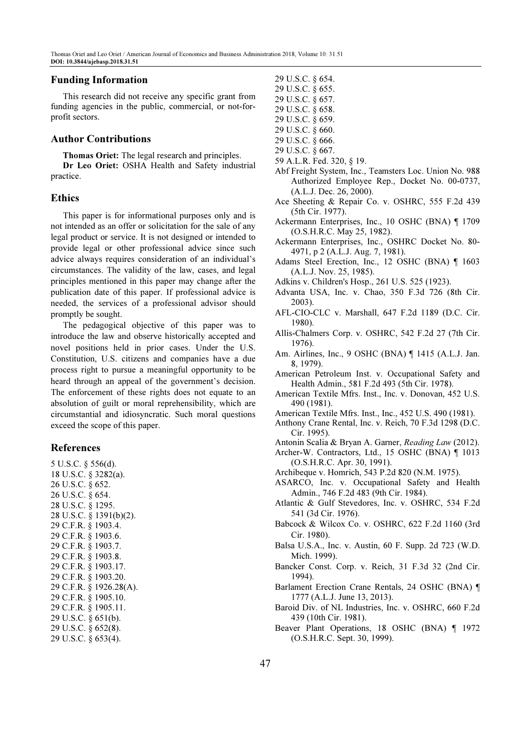## Funding Information

This research did not receive any specific grant from funding agencies in the public, commercial, or not-for-profit sectors.

## Author Contributions

**Thomas Oriet:** The legal research and principles.

**Dr Leo Oriet:** OSHA Health and Safety industrial practice.

## Ethics

This paper is for informational purposes only and is not intended as an offer or solicitation for the sale of any legal product or service. It is not designed or intended to provide legal or other professional advice since such advice always requires consideration of an individual's circumstances. The validity of the law, cases, and legal principles mentioned in this paper may change after the publication date of this paper. If professional advice is needed, the services of a professional advisor should promptly be sought.

The pedagogical objective of this paper was to introduce the law and observe historically accepted and novel positions held in prior cases. Under the U.S. Constitution, U.S. citizens and companies have a due process right to pursue a meaningful opportunity to be heard through an appeal of the government's decision. The enforcement of these rights does not equate to an absolution of guilt or moral reprehensibility, which are circumstantial and idiosyncratic. Such moral questions exceed the scope of this paper.

## References

5 U.S.C. § 556(d).
18 U.S.C. § 3282(a).
26 U.S.C. § 652.
26 U.S.C. § 654.
28 U.S.C. § 1295.
28 U.S.C. § 1391(b)(2).
29 C.F.R. § 1903.4.
29 C.F.R. § 1903.6.
29 C.F.R. § 1903.7.
29 C.F.R. § 1903.8.
29 C.F.R. § 1903.17.
29 C.F.R. § 1903.20.
29 C.F.R. § 1926.28(A).
29 C.F.R. § 1905.10.
29 C.F.R. § 1905.11.
29 U.S.C. § 651(b).
29 U.S.C. § 652(8).
29 U.S.C. § 653(4).
29 U.S.C. § 654.
29 U.S.C. § 655.
29 U.S.C. § 657.
29 U.S.C. § 658.
29 U.S.C. § 659.
29 U.S.C. § 660.
29 U.S.C. § 666.
29 U.S.C. § 667.
59 A.L.R. Fed. 320, § 19.
Abf Freight System, Inc., Teamsters Loc. Union No. 988 Authorized Employee Rep., Docket No. 00-0737, (A.L.J. Dec. 26, 2000).
Ace Sheeting & Repair Co. v. OSHRC, 555 F.2d 439 (5th Cir. 1977).
Ackermann Enterprises, Inc., 10 OSHC (BNA) ¶ 1709 (O.S.H.R.C. May 25, 1982).
Ackermann Enterprises, Inc., OSHRC Docket No. 80-4971, p 2 (A.L.J. Aug. 7, 1981).
Adams Steel Erection, Inc., 12 OSHC (BNA) ¶ 1603 (A.L.J. Nov. 25, 1985).
Adkins v. Children's Hosp., 261 U.S. 525 (1923).
Advanta USA, Inc. v. Chao, 350 F.3d 726 (8th Cir. 2003).
AFL-CIO-CLC v. Marshall, 647 F.2d 1189 (D.C. Cir. 1980).
Allis-Chalmers Corp. v. OSHRC, 542 F.2d 27 (7th Cir. 1976).
Am. Airlines, Inc., 9 OSHC (BNA) ¶ 1415 (A.L.J. Jan. 8, 1979).
American Petroleum Inst. v. Occupational Safety and Health Admin., 581 F.2d 493 (5th Cir. 1978).
American Textile Mfrs. Inst., Inc. v. Donovan, 452 U.S. 490 (1981).
American Textile Mfrs. Inst., Inc., 452 U.S. 490 (1981).
Anthony Crane Rental, Inc. v. Reich, 70 F.3d 1298 (D.C. Cir. 1995).
Antonin Scalia & Bryan A. Garner, *Reading Law* (2012).
Archer-W. Contractors, Ltd., 15 OSHC (BNA) ¶ 1013 (O.S.H.R.C. Apr. 30, 1991).
Archibeque v. Homrich, 543 P.2d 820 (N.M. 1975).
ASARCO, Inc. v. Occupational Safety and Health Admin., 746 F.2d 483 (9th Cir. 1984).
Atlantic & Gulf Stevedores, Inc. v. OSHRC, 534 F.2d 541 (3d Cir. 1976).
Babcock & Wilcox Co. v. OSHRC, 622 F.2d 1160 (3rd Cir. 1980).
Balsa U.S.A., Inc. v. Austin, 60 F. Supp. 2d 723 (W.D. Mich. 1999).
Bancker Const. Corp. v. Reich, 31 F.3d 32 (2nd Cir. 1994).
Barlament Erection Crane Rentals, 24 OSHC (BNA) ¶ 1777 (A.L.J. June 13, 2013).
Baroid Div. of NL Industries, Inc. v. OSHRC, 660 F.2d 439 (10th Cir. 1981).
Beaver Plant Operations, 18 OSHC (BNA) ¶ 1972 (O.S.H.R.C. Sept. 30, 1999).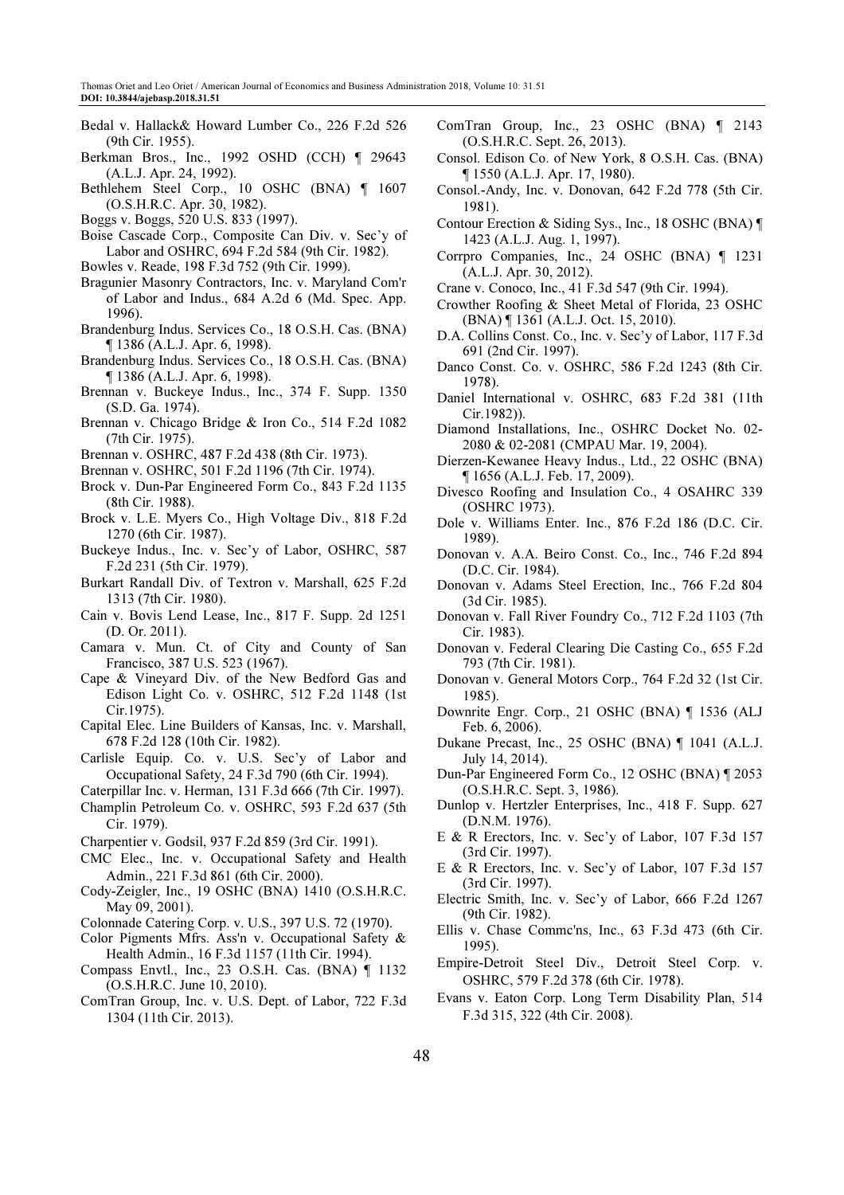Bedal v. Hallack& Howard Lumber Co., 226 F.2d 526 (9th Cir. 1955).

Berkman Bros., Inc., 1992 OSHD (CCH) ¶ 29643 (A.L.J. Apr. 24, 1992).

Bethlehem Steel Corp., 10 OSHC (BNA) ¶ 1607 (O.S.H.R.C. Apr. 30, 1982).

Boggs v. Boggs, 520 U.S. 833 (1997).

Boise Cascade Corp., Composite Can Div. v. Sec'y of Labor and OSHRC, 694 F.2d 584 (9th Cir. 1982).

Bowles v. Reade, 198 F.3d 752 (9th Cir. 1999).

Bragunier Masonry Contractors, Inc. v. Maryland Com'r of Labor and Indus., 684 A.2d 6 (Md. Spec. App. 1996).

Brandenburg Indus. Services Co., 18 O.S.H. Cas. (BNA) ¶ 1386 (A.L.J. Apr. 6, 1998).

Brandenburg Indus. Services Co., 18 O.S.H. Cas. (BNA) ¶ 1386 (A.L.J. Apr. 6, 1998).

Brennan v. Buckeye Indus., Inc., 374 F. Supp. 1350 (S.D. Ga. 1974).

Brennan v. Chicago Bridge & Iron Co., 514 F.2d 1082 (7th Cir. 1975).

Brennan v. OSHRC, 487 F.2d 438 (8th Cir. 1973).

Brennan v. OSHRC, 501 F.2d 1196 (7th Cir. 1974).

Brock v. Dun-Par Engineered Form Co., 843 F.2d 1135 (8th Cir. 1988).

Brock v. L.E. Myers Co., High Voltage Div., 818 F.2d 1270 (6th Cir. 1987).

Buckeye Indus., Inc. v. Sec'y of Labor, OSHRC, 587 F.2d 231 (5th Cir. 1979).

Burkart Randall Div. of Textron v. Marshall, 625 F.2d 1313 (7th Cir. 1980).

Cain v. Bovis Lend Lease, Inc., 817 F. Supp. 2d 1251 (D. Or. 2011).

Camara v. Mun. Ct. of City and County of San Francisco, 387 U.S. 523 (1967).

Cape & Vineyard Div. of the New Bedford Gas and Edison Light Co. v. OSHRC, 512 F.2d 1148 (1st Cir.1975).

Capital Elec. Line Builders of Kansas, Inc. v. Marshall, 678 F.2d 128 (10th Cir. 1982).

Carlisle Equip. Co. v. U.S. Sec'y of Labor and Occupational Safety, 24 F.3d 790 (6th Cir. 1994).

Caterpillar Inc. v. Herman, 131 F.3d 666 (7th Cir. 1997).

Champlin Petroleum Co. v. OSHRC, 593 F.2d 637 (5th Cir. 1979).

Charpentier v. Godsil, 937 F.2d 859 (3rd Cir. 1991).

CMC Elec., Inc. v. Occupational Safety and Health Admin., 221 F.3d 861 (6th Cir. 2000).

Cody-Zeigler, Inc., 19 OSHC (BNA) 1410 (O.S.H.R.C. May 09, 2001).

Colonnade Catering Corp. v. U.S., 397 U.S. 72 (1970).

Color Pigments Mfrs. Ass'n v. Occupational Safety & Health Admin., 16 F.3d 1157 (11th Cir. 1994).

Compass Envtl., Inc., 23 O.S.H. Cas. (BNA) ¶ 1132 (O.S.H.R.C. June 10, 2010).

ComTran Group, Inc. v. U.S. Dept. of Labor, 722 F.3d 1304 (11th Cir. 2013).

ComTran Group, Inc., 23 OSHC (BNA) ¶ 2143 (O.S.H.R.C. Sept. 26, 2013).

Consol. Edison Co. of New York, 8 O.S.H. Cas. (BNA) ¶ 1550 (A.L.J. Apr. 17, 1980).

Consol.-Andy, Inc. v. Donovan, 642 F.2d 778 (5th Cir. 1981).

Contour Erection & Siding Sys., Inc., 18 OSHC (BNA) ¶ 1423 (A.L.J. Aug. 1, 1997).

Corrpro Companies, Inc., 24 OSHC (BNA) ¶ 1231 (A.L.J. Apr. 30, 2012).

Crane v. Conoco, Inc., 41 F.3d 547 (9th Cir. 1994).

Crowther Roofing & Sheet Metal of Florida, 23 OSHC (BNA) ¶ 1361 (A.L.J. Oct. 15, 2010).

D.A. Collins Const. Co., Inc. v. Sec'y of Labor, 117 F.3d 691 (2nd Cir. 1997).

Danco Const. Co. v. OSHRC, 586 F.2d 1243 (8th Cir. 1978).

Daniel International v. OSHRC, 683 F.2d 381 (11th Cir.1982)).

Diamond Installations, Inc., OSHRC Docket No. 02-2080 & 02-2081 (CMPAU Mar. 19, 2004).

Dierzen-Kewanee Heavy Indus., Ltd., 22 OSHC (BNA) ¶ 1656 (A.L.J. Feb. 17, 2009).

Divesco Roofing and Insulation Co., 4 OSAHRC 339 (OSHRC 1973).

Dole v. Williams Enter. Inc., 876 F.2d 186 (D.C. Cir. 1989).

Donovan v. A.A. Beiro Const. Co., Inc., 746 F.2d 894 (D.C. Cir. 1984).

Donovan v. Adams Steel Erection, Inc., 766 F.2d 804 (3d Cir. 1985).

Donovan v. Fall River Foundry Co., 712 F.2d 1103 (7th Cir. 1983).

Donovan v. Federal Clearing Die Casting Co., 655 F.2d 793 (7th Cir. 1981).

Donovan v. General Motors Corp., 764 F.2d 32 (1st Cir. 1985).

Downrite Engr. Corp., 21 OSHC (BNA) ¶ 1536 (ALJ Feb. 6, 2006).

Dukane Precast, Inc., 25 OSHC (BNA) ¶ 1041 (A.L.J. July 14, 2014).

Dun-Par Engineered Form Co., 12 OSHC (BNA) ¶ 2053 (O.S.H.R.C. Sept. 3, 1986).

Dunlop v. Hertzler Enterprises, Inc., 418 F. Supp. 627 (D.N.M. 1976).

E & R Erectors, Inc. v. Sec'y of Labor, 107 F.3d 157 (3rd Cir. 1997).

E & R Erectors, Inc. v. Sec'y of Labor, 107 F.3d 157 (3rd Cir. 1997).

Electric Smith, Inc. v. Sec'y of Labor, 666 F.2d 1267 (9th Cir. 1982).

Ellis v. Chase Commc'ns, Inc., 63 F.3d 473 (6th Cir. 1995).

Empire-Detroit Steel Div., Detroit Steel Corp. v. OSHRC, 579 F.2d 378 (6th Cir. 1978).

Evans v. Eaton Corp. Long Term Disability Plan, 514 F.3d 315, 322 (4th Cir. 2008).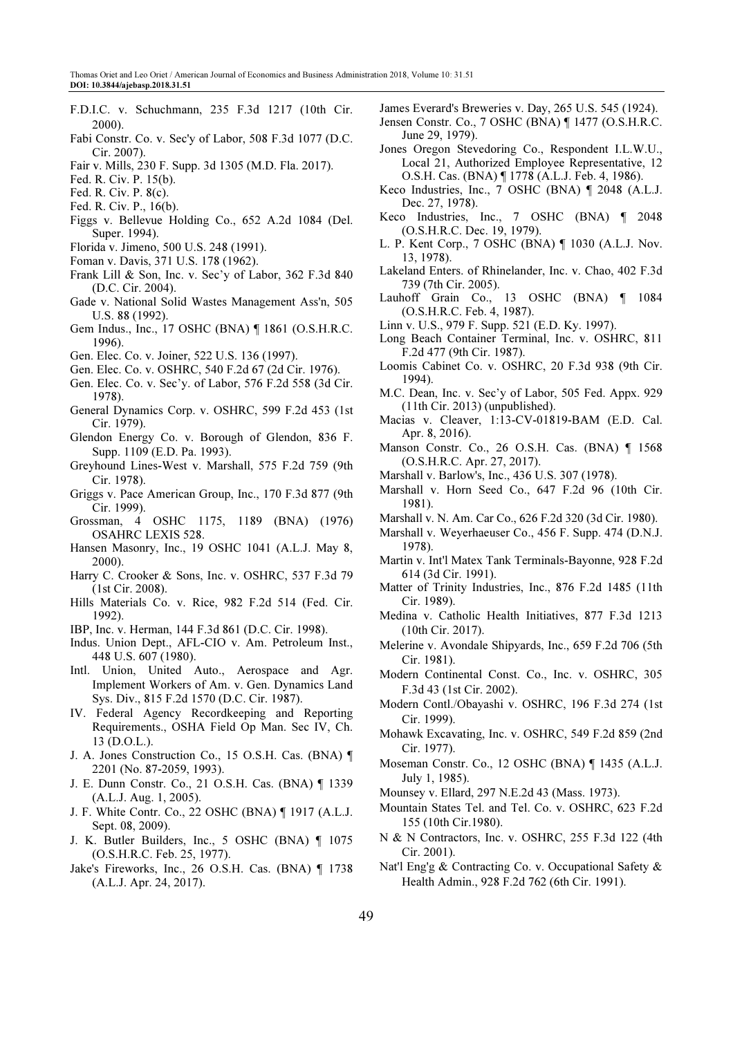F.D.I.C. v. Schuchmann, 235 F.3d 1217 (10th Cir. 2000).

Fabi Constr. Co. v. Sec'y of Labor, 508 F.3d 1077 (D.C. Cir. 2007).

Fair v. Mills, 230 F. Supp. 3d 1305 (M.D. Fla. 2017).

Fed. R. Civ. P. 15(b).

Fed. R. Civ. P. 8(c).

Fed. R. Civ. P., 16(b).

Figgs v. Bellevue Holding Co., 652 A.2d 1084 (Del. Super. 1994).

Florida v. Jimeno, 500 U.S. 248 (1991).

Foman v. Davis, 371 U.S. 178 (1962).

Frank Lill & Son, Inc. v. Sec'y of Labor, 362 F.3d 840 (D.C. Cir. 2004).

Gade v. National Solid Wastes Management Ass'n, 505 U.S. 88 (1992).

Gem Indus., Inc., 17 OSHC (BNA) ¶ 1861 (O.S.H.R.C. 1996).

Gen. Elec. Co. v. Joiner, 522 U.S. 136 (1997).

Gen. Elec. Co. v. OSHRC, 540 F.2d 67 (2d Cir. 1976).

Gen. Elec. Co. v. Sec'y. of Labor, 576 F.2d 558 (3d Cir. 1978).

General Dynamics Corp. v. OSHRC, 599 F.2d 453 (1st Cir. 1979).

Glendon Energy Co. v. Borough of Glendon, 836 F. Supp. 1109 (E.D. Pa. 1993).

Greyhound Lines-West v. Marshall, 575 F.2d 759 (9th Cir. 1978).

Griggs v. Pace American Group, Inc., 170 F.3d 877 (9th Cir. 1999).

Grossman, 4 OSHC 1175, 1189 (BNA) (1976) OSAHRC LEXIS 528.

Hansen Masonry, Inc., 19 OSHC 1041 (A.L.J. May 8, 2000).

Harry C. Crooker & Sons, Inc. v. OSHRC, 537 F.3d 79 (1st Cir. 2008).

Hills Materials Co. v. Rice, 982 F.2d 514 (Fed. Cir. 1992).

IBP, Inc. v. Herman, 144 F.3d 861 (D.C. Cir. 1998).

Indus. Union Dept., AFL-CIO v. Am. Petroleum Inst., 448 U.S. 607 (1980).

Intl. Union, United Auto., Aerospace and Agr. Implement Workers of Am. v. Gen. Dynamics Land Sys. Div., 815 F.2d 1570 (D.C. Cir. 1987).

IV. Federal Agency Recordkeeping and Reporting Requirements., OSHA Field Op Man. Sec IV, Ch. 13 (D.O.L.).

J. A. Jones Construction Co., 15 O.S.H. Cas. (BNA) ¶ 2201 (No. 87-2059, 1993).

J. E. Dunn Constr. Co., 21 O.S.H. Cas. (BNA) ¶ 1339 (A.L.J. Aug. 1, 2005).

J. F. White Contr. Co., 22 OSHC (BNA) ¶ 1917 (A.L.J. Sept. 08, 2009).

J. K. Butler Builders, Inc., 5 OSHC (BNA) ¶ 1075 (O.S.H.R.C. Feb. 25, 1977).

Jake's Fireworks, Inc., 26 O.S.H. Cas. (BNA) ¶ 1738 (A.L.J. Apr. 24, 2017).

James Everard's Breweries v. Day, 265 U.S. 545 (1924).

Jensen Constr. Co., 7 OSHC (BNA) ¶ 1477 (O.S.H.R.C. June 29, 1979).

Jones Oregon Stevedoring Co., Respondent I.L.W.U., Local 21, Authorized Employee Representative, 12 O.S.H. Cas. (BNA) ¶ 1778 (A.L.J. Feb. 4, 1986).

Keco Industries, Inc., 7 OSHC (BNA) ¶ 2048 (A.L.J. Dec. 27, 1978).

Keco Industries, Inc., 7 OSHC (BNA) ¶ 2048 (O.S.H.R.C. Dec. 19, 1979).

L. P. Kent Corp., 7 OSHC (BNA) ¶ 1030 (A.L.J. Nov. 13, 1978).

Lakeland Enters. of Rhinelander, Inc. v. Chao, 402 F.3d 739 (7th Cir. 2005).

Lauhoff Grain Co., 13 OSHC (BNA) ¶ 1084 (O.S.H.R.C. Feb. 4, 1987).

Linn v. U.S., 979 F. Supp. 521 (E.D. Ky. 1997).

Long Beach Container Terminal, Inc. v. OSHRC, 811 F.2d 477 (9th Cir. 1987).

Loomis Cabinet Co. v. OSHRC, 20 F.3d 938 (9th Cir. 1994).

M.C. Dean, Inc. v. Sec'y of Labor, 505 Fed. Appx. 929 (11th Cir. 2013) (unpublished).

Macias v. Cleaver, 1:13-CV-01819-BAM (E.D. Cal. Apr. 8, 2016).

Manson Constr. Co., 26 O.S.H. Cas. (BNA) ¶ 1568 (O.S.H.R.C. Apr. 27, 2017).

Marshall v. Barlow's, Inc., 436 U.S. 307 (1978).

Marshall v. Horn Seed Co., 647 F.2d 96 (10th Cir. 1981).

Marshall v. N. Am. Car Co., 626 F.2d 320 (3d Cir. 1980).

Marshall v. Weyerhaeuser Co., 456 F. Supp. 474 (D.N.J. 1978).

Martin v. Int'l Matex Tank Terminals-Bayonne, 928 F.2d 614 (3d Cir. 1991).

Matter of Trinity Industries, Inc., 876 F.2d 1485 (11th Cir. 1989).

Medina v. Catholic Health Initiatives, 877 F.3d 1213 (10th Cir. 2017).

Melerine v. Avondale Shipyards, Inc., 659 F.2d 706 (5th Cir. 1981).

Modern Continental Const. Co., Inc. v. OSHRC, 305 F.3d 43 (1st Cir. 2002).

Modern Contl./Obayashi v. OSHRC, 196 F.3d 274 (1st Cir. 1999).

Mohawk Excavating, Inc. v. OSHRC, 549 F.2d 859 (2nd Cir. 1977).

Moseman Constr. Co., 12 OSHC (BNA) ¶ 1435 (A.L.J. July 1, 1985).

Mounsey v. Ellard, 297 N.E.2d 43 (Mass. 1973).

Mountain States Tel. and Tel. Co. v. OSHRC, 623 F.2d 155 (10th Cir.1980).

N & N Contractors, Inc. v. OSHRC, 255 F.3d 122 (4th Cir. 2001).

Nat'l Eng'g & Contracting Co. v. Occupational Safety & Health Admin., 928 F.2d 762 (6th Cir. 1991).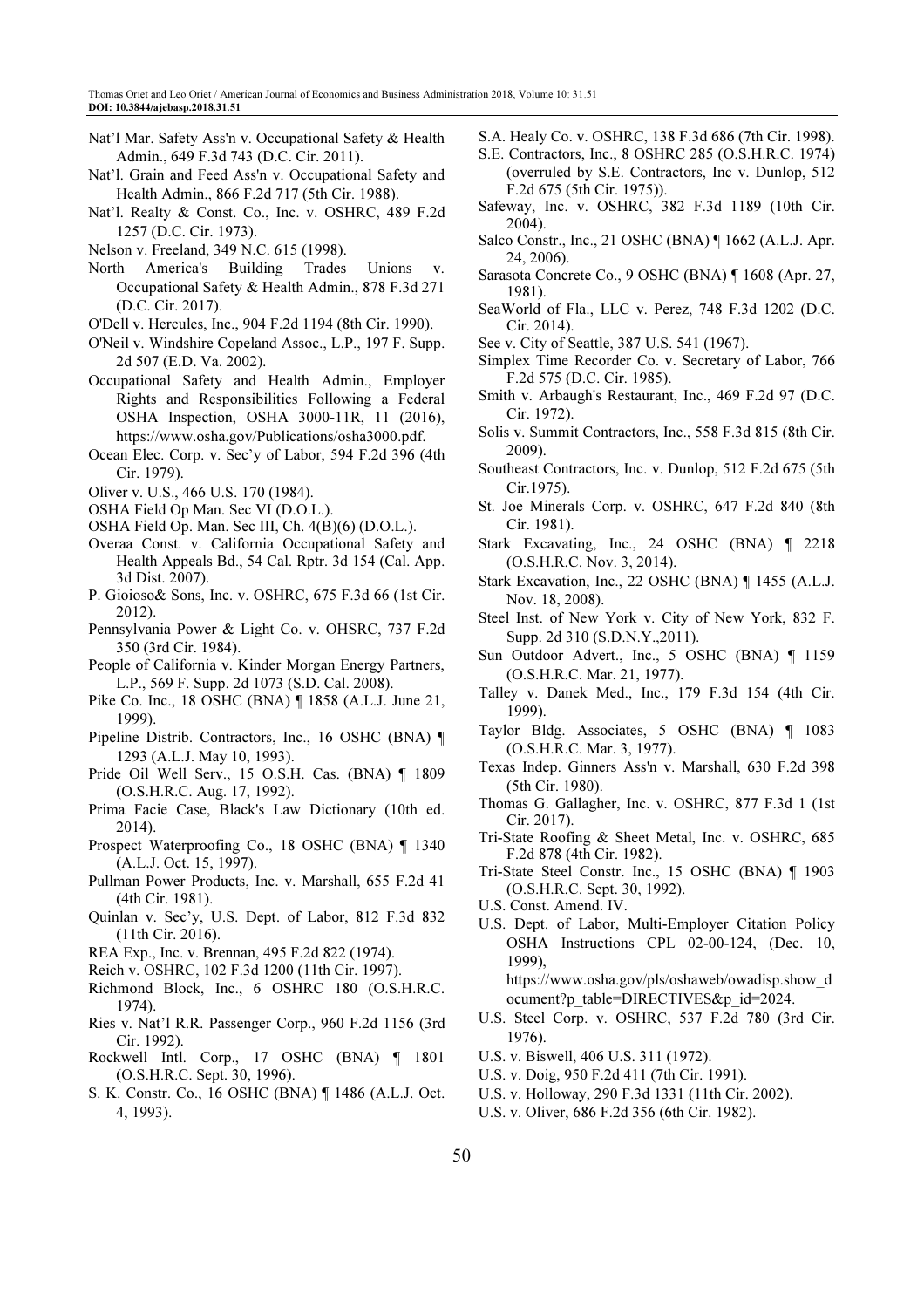Nat'l Mar. Safety Ass'n v. Occupational Safety & Health Admin., 649 F.3d 743 (D.C. Cir. 2011).

Nat'l. Grain and Feed Ass'n v. Occupational Safety and Health Admin., 866 F.2d 717 (5th Cir. 1988).

Nat'l. Realty & Const. Co., Inc. v. OSHRC, 489 F.2d 1257 (D.C. Cir. 1973).

Nelson v. Freeland, 349 N.C. 615 (1998).

North America's Building Trades Unions v. Occupational Safety & Health Admin., 878 F.3d 271 (D.C. Cir. 2017).

O'Dell v. Hercules, Inc., 904 F.2d 1194 (8th Cir. 1990).

O'Neil v. Windshire Copeland Assoc., L.P., 197 F. Supp. 2d 507 (E.D. Va. 2002).

Occupational Safety and Health Admin., Employer Rights and Responsibilities Following a Federal OSHA Inspection, OSHA 3000-11R, 11 (2016), https://www.osha.gov/Publications/osha3000.pdf.

Ocean Elec. Corp. v. Sec'y of Labor, 594 F.2d 396 (4th Cir. 1979).

Oliver v. U.S., 466 U.S. 170 (1984).

OSHA Field Op Man. Sec VI (D.O.L.).

OSHA Field Op. Man. Sec III, Ch. 4(B)(6) (D.O.L.).

Overaa Const. v. California Occupational Safety and Health Appeals Bd., 54 Cal. Rptr. 3d 154 (Cal. App. 3d Dist. 2007).

P. Gioioso& Sons, Inc. v. OSHRC, 675 F.3d 66 (1st Cir. 2012).

Pennsylvania Power & Light Co. v. OHSRC, 737 F.2d 350 (3rd Cir. 1984).

People of California v. Kinder Morgan Energy Partners, L.P., 569 F. Supp. 2d 1073 (S.D. Cal. 2008).

Pike Co. Inc., 18 OSHC (BNA) ¶ 1858 (A.L.J. June 21, 1999).

Pipeline Distrib. Contractors, Inc., 16 OSHC (BNA) ¶ 1293 (A.L.J. May 10, 1993).

Pride Oil Well Serv., 15 O.S.H. Cas. (BNA) ¶ 1809 (O.S.H.R.C. Aug. 17, 1992).

Prima Facie Case, Black's Law Dictionary (10th ed. 2014).

Prospect Waterproofing Co., 18 OSHC (BNA) ¶ 1340 (A.L.J. Oct. 15, 1997).

Pullman Power Products, Inc. v. Marshall, 655 F.2d 41 (4th Cir. 1981).

Quinlan v. Sec'y, U.S. Dept. of Labor, 812 F.3d 832 (11th Cir. 2016).

REA Exp., Inc. v. Brennan, 495 F.2d 822 (1974).

Reich v. OSHRC, 102 F.3d 1200 (11th Cir. 1997).

Richmond Block, Inc., 6 OSHRC 180 (O.S.H.R.C. 1974).

Ries v. Nat'l R.R. Passenger Corp., 960 F.2d 1156 (3rd Cir. 1992).

Rockwell Intl. Corp., 17 OSHC (BNA) ¶ 1801 (O.S.H.R.C. Sept. 30, 1996).

S. K. Constr. Co., 16 OSHC (BNA) ¶ 1486 (A.L.J. Oct. 4, 1993).

S.A. Healy Co. v. OSHRC, 138 F.3d 686 (7th Cir. 1998).

S.E. Contractors, Inc., 8 OSHRC 285 (O.S.H.R.C. 1974) (overruled by S.E. Contractors, Inc v. Dunlop, 512 F.2d 675 (5th Cir. 1975)).

Safeway, Inc. v. OSHRC, 382 F.3d 1189 (10th Cir. 2004).

Salco Constr., Inc., 21 OSHC (BNA) ¶ 1662 (A.L.J. Apr. 24, 2006).

Sarasota Concrete Co., 9 OSHC (BNA) ¶ 1608 (Apr. 27, 1981).

SeaWorld of Fla., LLC v. Perez, 748 F.3d 1202 (D.C. Cir. 2014).

See v. City of Seattle, 387 U.S. 541 (1967).

Simplex Time Recorder Co. v. Secretary of Labor, 766 F.2d 575 (D.C. Cir. 1985).

Smith v. Arbaugh's Restaurant, Inc., 469 F.2d 97 (D.C. Cir. 1972).

Solis v. Summit Contractors, Inc., 558 F.3d 815 (8th Cir. 2009).

Southeast Contractors, Inc. v. Dunlop, 512 F.2d 675 (5th Cir.1975).

St. Joe Minerals Corp. v. OSHRC, 647 F.2d 840 (8th Cir. 1981).

Stark Excavating, Inc., 24 OSHC (BNA) ¶ 2218 (O.S.H.R.C. Nov. 3, 2014).

Stark Excavation, Inc., 22 OSHC (BNA) ¶ 1455 (A.L.J. Nov. 18, 2008).

Steel Inst. of New York v. City of New York, 832 F. Supp. 2d 310 (S.D.N.Y.,2011).

Sun Outdoor Advert., Inc., 5 OSHC (BNA) ¶ 1159 (O.S.H.R.C. Mar. 21, 1977).

Talley v. Danek Med., Inc., 179 F.3d 154 (4th Cir. 1999).

Taylor Bldg. Associates, 5 OSHC (BNA) ¶ 1083 (O.S.H.R.C. Mar. 3, 1977).

Texas Indep. Ginners Ass'n v. Marshall, 630 F.2d 398 (5th Cir. 1980).

Thomas G. Gallagher, Inc. v. OSHRC, 877 F.3d 1 (1st Cir. 2017).

Tri-State Roofing & Sheet Metal, Inc. v. OSHRC, 685 F.2d 878 (4th Cir. 1982).

Tri-State Steel Constr. Inc., 15 OSHC (BNA) ¶ 1903 (O.S.H.R.C. Sept. 30, 1992).

U.S. Const. Amend. IV.

U.S. Dept. of Labor, Multi-Employer Citation Policy OSHA Instructions CPL 02-00-124, (Dec. 10, 1999), https://www.osha.gov/pls/oshaweb/owadisp.show_document?p_table=DIRECTIVES&p_id=2024.

U.S. Steel Corp. v. OSHRC, 537 F.2d 780 (3rd Cir. 1976).

U.S. v. Biswell, 406 U.S. 311 (1972).

U.S. v. Doig, 950 F.2d 411 (7th Cir. 1991).

U.S. v. Holloway, 290 F.3d 1331 (11th Cir. 2002).

U.S. v. Oliver, 686 F.2d 356 (6th Cir. 1982).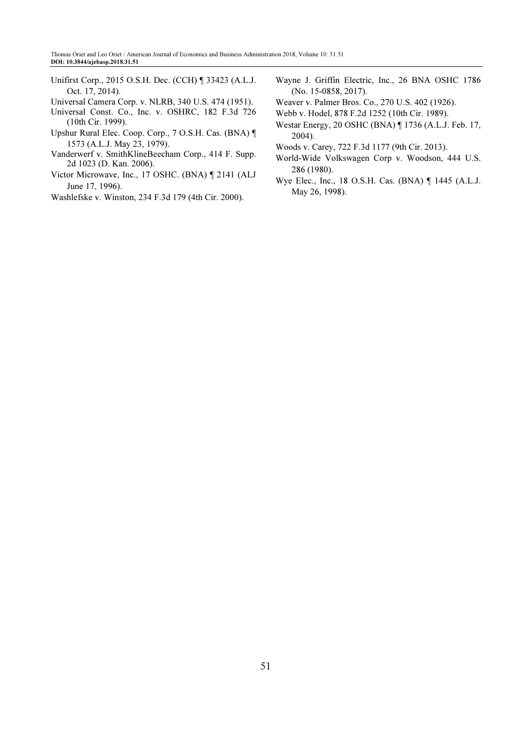Unifirst Corp., 2015 O.S.H. Dec. (CCH) ¶ 33423 (A.L.J. Oct. 17, 2014).

Universal Camera Corp. v. NLRB, 340 U.S. 474 (1951).

Universal Const. Co., Inc. v. OSHRC, 182 F.3d 726 (10th Cir. 1999).

Upshur Rural Elec. Coop. Corp., 7 O.S.H. Cas. (BNA) ¶ 1573 (A.L.J. May 23, 1979).

Vanderwerf v. SmithKlineBeecham Corp., 414 F. Supp. 2d 1023 (D. Kan. 2006).

Victor Microwave, Inc., 17 OSHC. (BNA) ¶ 2141 (ALJ June 17, 1996).

Washlefske v. Winston, 234 F.3d 179 (4th Cir. 2000).

Wayne J. Griffin Electric, Inc., 26 BNA OSHC 1786 (No. 15-0858, 2017).

Weaver v. Palmer Bros. Co., 270 U.S. 402 (1926).

Webb v. Hodel, 878 F.2d 1252 (10th Cir. 1989).

Westar Energy, 20 OSHC (BNA) ¶ 1736 (A.L.J. Feb. 17, 2004).

Woods v. Carey, 722 F.3d 1177 (9th Cir. 2013).

World-Wide Volkswagen Corp v. Woodson, 444 U.S. 286 (1980).

Wye Elec., Inc., 18 O.S.H. Cas. (BNA) ¶ 1445 (A.L.J. May 26, 1998).